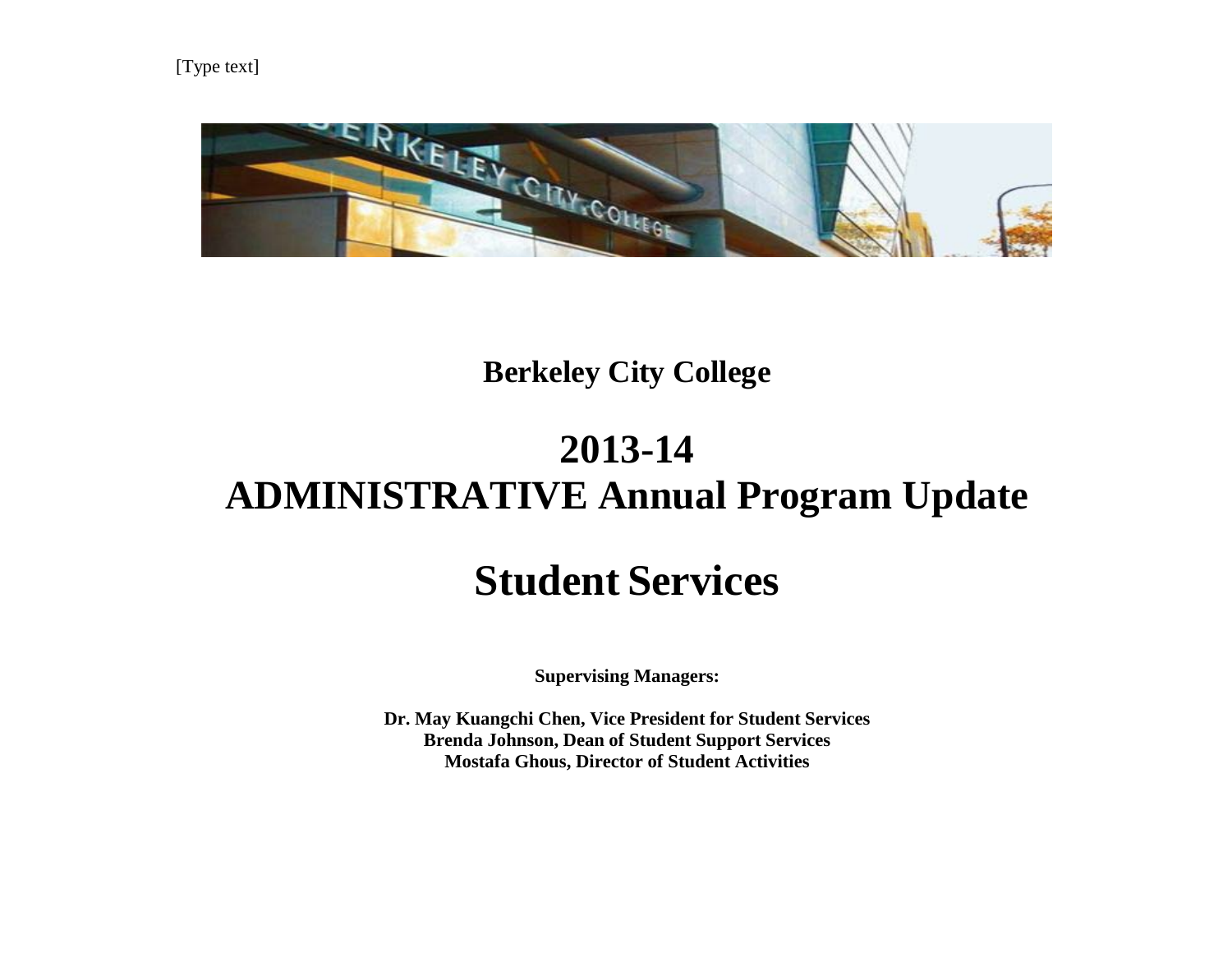[Type text]

# Berkeley City College

# 2013-14 ADMINISTRATIVE Annual Program Update

# Student Services

**Supervising Managers:**

**Dr. May Kuangchi Chen, Vice President for Student Services**
**Brenda Johnson, Dean of Student Support Services**
**Mostafa Ghous, Director of Student Activities**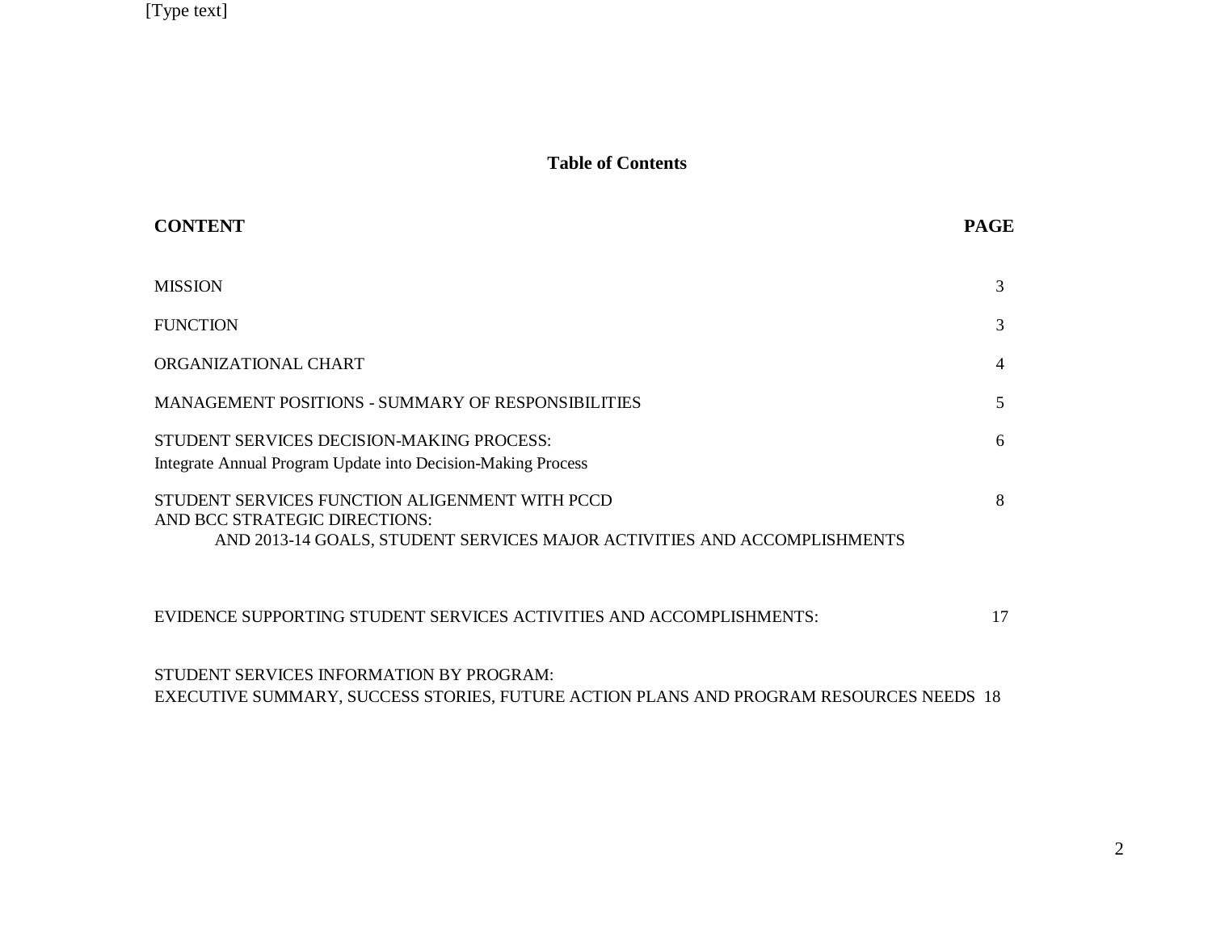## Table of Contents

| CONTENT | PAGE |
| --- | --- |
| MISSION | 3 |
| FUNCTION | 3 |
| ORGANIZATIONAL CHART | 4 |
| MANAGEMENT POSITIONS - SUMMARY OF RESPONSIBILITIES | 5 |
| STUDENT SERVICES DECISION-MAKING PROCESS: Integrate Annual Program Update into Decision-Making Process | 6 |
| STUDENT SERVICES FUNCTION ALIGENMENT WITH PCCD AND BCC STRATEGIC DIRECTIONS: AND 2013-14 GOALS, STUDENT SERVICES MAJOR ACTIVITIES AND ACCOMPLISHMENTS | 8 |
| EVIDENCE SUPPORTING STUDENT SERVICES ACTIVITIES AND ACCOMPLISHMENTS: | 17 |
| STUDENT SERVICES INFORMATION BY PROGRAM: EXECUTIVE SUMMARY, SUCCESS STORIES, FUTURE ACTION PLANS AND PROGRAM RESOURCES NEEDS | 18 |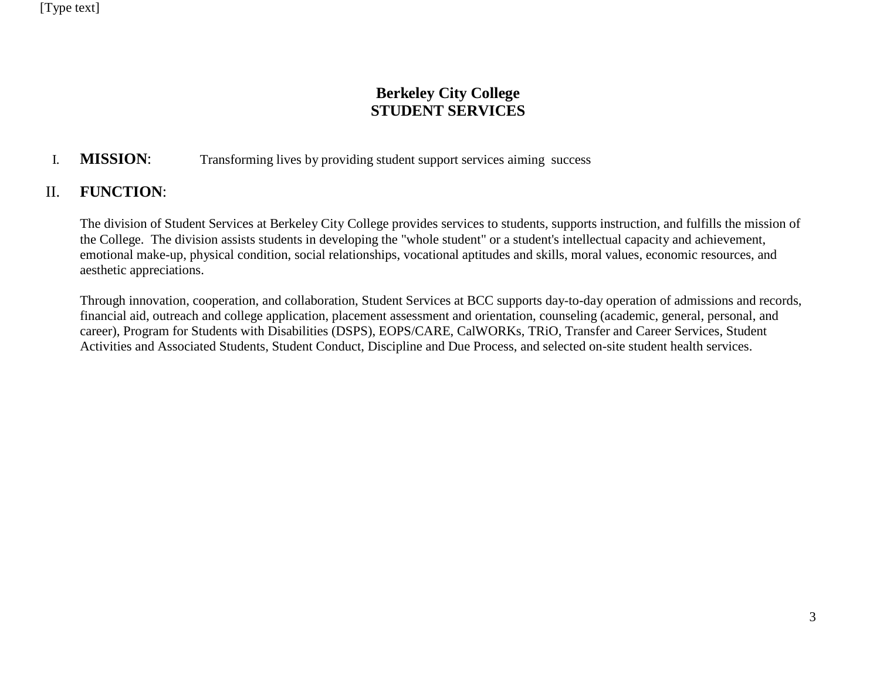# Berkeley City College
## STUDENT SERVICES

I. **MISSION**: Transforming lives by providing student support services aiming success

II. **FUNCTION**:

The division of Student Services at Berkeley City College provides services to students, supports instruction, and fulfills the mission of the College. The division assists students in developing the "whole student" or a student's intellectual capacity and achievement, emotional make-up, physical condition, social relationships, vocational aptitudes and skills, moral values, economic resources, and aesthetic appreciations.

Through innovation, cooperation, and collaboration, Student Services at BCC supports day-to-day operation of admissions and records, financial aid, outreach and college application, placement assessment and orientation, counseling (academic, general, personal, and career), Program for Students with Disabilities (DSPS), EOPS/CARE, CalWORKs, TRiO, Transfer and Career Services, Student Activities and Associated Students, Student Conduct, Discipline and Due Process, and selected on-site student health services.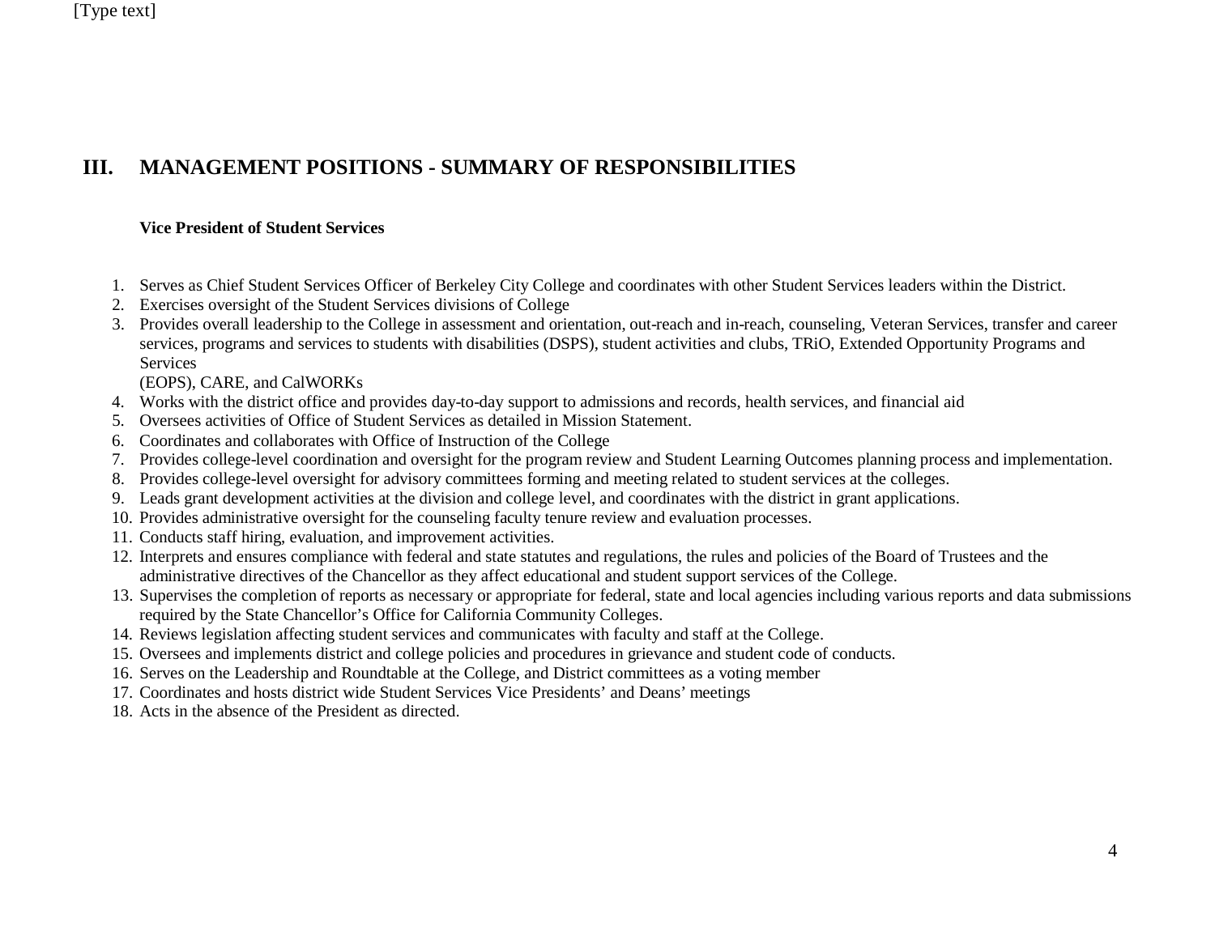## III. MANAGEMENT POSITIONS - SUMMARY OF RESPONSIBILITIES

**Vice President of Student Services**

1. Serves as Chief Student Services Officer of Berkeley City College and coordinates with other Student Services leaders within the District.
2. Exercises oversight of the Student Services divisions of College
3. Provides overall leadership to the College in assessment and orientation, out-reach and in-reach, counseling, Veteran Services, transfer and career services, programs and services to students with disabilities (DSPS), student activities and clubs, TRiO, Extended Opportunity Programs and Services (EOPS), CARE, and CalWORKs
4. Works with the district office and provides day-to-day support to admissions and records, health services, and financial aid
5. Oversees activities of Office of Student Services as detailed in Mission Statement.
6. Coordinates and collaborates with Office of Instruction of the College
7. Provides college-level coordination and oversight for the program review and Student Learning Outcomes planning process and implementation.
8. Provides college-level oversight for advisory committees forming and meeting related to student services at the colleges.
9. Leads grant development activities at the division and college level, and coordinates with the district in grant applications.
10. Provides administrative oversight for the counseling faculty tenure review and evaluation processes.
11. Conducts staff hiring, evaluation, and improvement activities.
12. Interprets and ensures compliance with federal and state statutes and regulations, the rules and policies of the Board of Trustees and the administrative directives of the Chancellor as they affect educational and student support services of the College.
13. Supervises the completion of reports as necessary or appropriate for federal, state and local agencies including various reports and data submissions required by the State Chancellor's Office for California Community Colleges.
14. Reviews legislation affecting student services and communicates with faculty and staff at the College.
15. Oversees and implements district and college policies and procedures in grievance and student code of conducts.
16. Serves on the Leadership and Roundtable at the College, and District committees as a voting member
17. Coordinates and hosts district wide Student Services Vice Presidents' and Deans' meetings
18. Acts in the absence of the President as directed.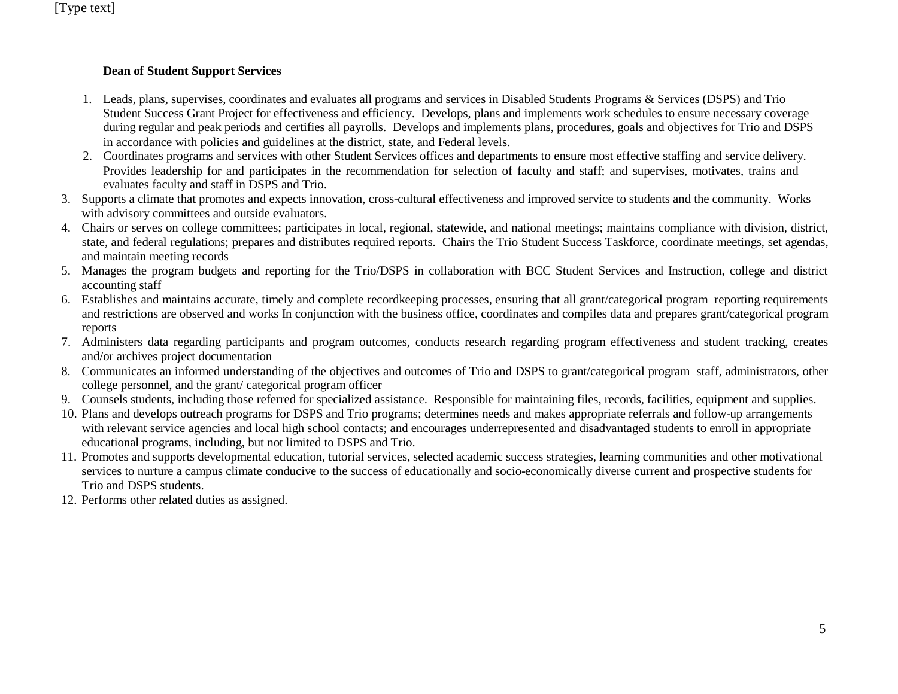**Dean of Student Support Services**

1. Leads, plans, supervises, coordinates and evaluates all programs and services in Disabled Students Programs & Services (DSPS) and Trio Student Success Grant Project for effectiveness and efficiency. Develops, plans and implements work schedules to ensure necessary coverage during regular and peak periods and certifies all payrolls. Develops and implements plans, procedures, goals and objectives for Trio and DSPS in accordance with policies and guidelines at the district, state, and Federal levels.
2. Coordinates programs and services with other Student Services offices and departments to ensure most effective staffing and service delivery. Provides leadership for and participates in the recommendation for selection of faculty and staff; and supervises, motivates, trains and evaluates faculty and staff in DSPS and Trio.
3. Supports a climate that promotes and expects innovation, cross-cultural effectiveness and improved service to students and the community. Works with advisory committees and outside evaluators.
4. Chairs or serves on college committees; participates in local, regional, statewide, and national meetings; maintains compliance with division, district, state, and federal regulations; prepares and distributes required reports. Chairs the Trio Student Success Taskforce, coordinate meetings, set agendas, and maintain meeting records
5. Manages the program budgets and reporting for the Trio/DSPS in collaboration with BCC Student Services and Instruction, college and district accounting staff
6. Establishes and maintains accurate, timely and complete recordkeeping processes, ensuring that all grant/categorical program reporting requirements and restrictions are observed and works In conjunction with the business office, coordinates and compiles data and prepares grant/categorical program reports
7. Administers data regarding participants and program outcomes, conducts research regarding program effectiveness and student tracking, creates and/or archives project documentation
8. Communicates an informed understanding of the objectives and outcomes of Trio and DSPS to grant/categorical program staff, administrators, other college personnel, and the grant/ categorical program officer
9. Counsels students, including those referred for specialized assistance. Responsible for maintaining files, records, facilities, equipment and supplies.
10. Plans and develops outreach programs for DSPS and Trio programs; determines needs and makes appropriate referrals and follow-up arrangements with relevant service agencies and local high school contacts; and encourages underrepresented and disadvantaged students to enroll in appropriate educational programs, including, but not limited to DSPS and Trio.
11. Promotes and supports developmental education, tutorial services, selected academic success strategies, learning communities and other motivational services to nurture a campus climate conducive to the success of educationally and socio-economically diverse current and prospective students for Trio and DSPS students.
12. Performs other related duties as assigned.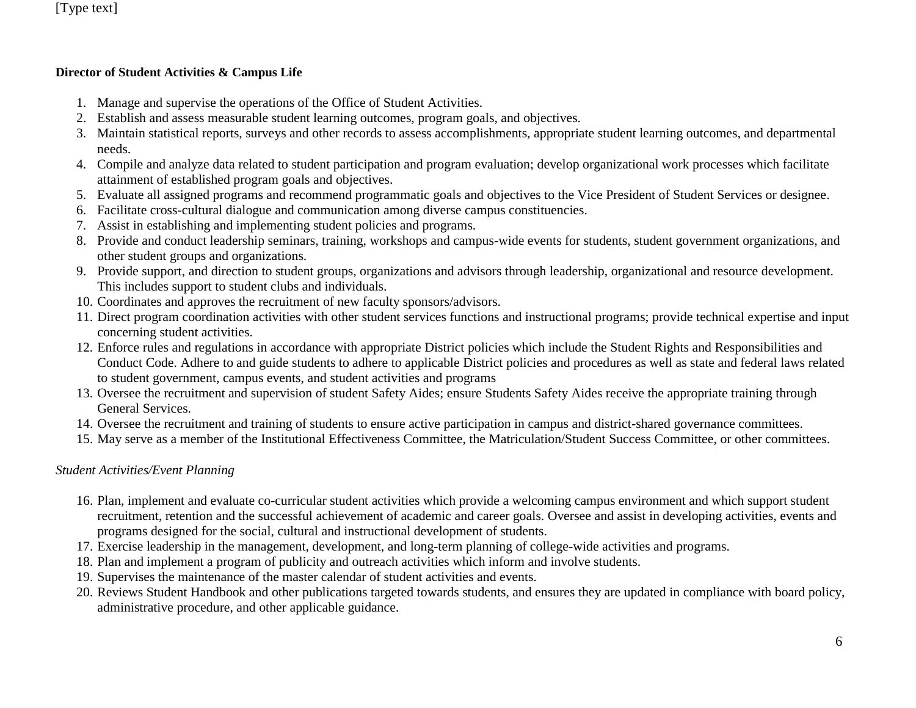**Director of Student Activities & Campus Life**

1. Manage and supervise the operations of the Office of Student Activities.
2. Establish and assess measurable student learning outcomes, program goals, and objectives.
3. Maintain statistical reports, surveys and other records to assess accomplishments, appropriate student learning outcomes, and departmental needs.
4. Compile and analyze data related to student participation and program evaluation; develop organizational work processes which facilitate attainment of established program goals and objectives.
5. Evaluate all assigned programs and recommend programmatic goals and objectives to the Vice President of Student Services or designee.
6. Facilitate cross-cultural dialogue and communication among diverse campus constituencies.
7. Assist in establishing and implementing student policies and programs.
8. Provide and conduct leadership seminars, training, workshops and campus-wide events for students, student government organizations, and other student groups and organizations.
9. Provide support, and direction to student groups, organizations and advisors through leadership, organizational and resource development. This includes support to student clubs and individuals.
10. Coordinates and approves the recruitment of new faculty sponsors/advisors.
11. Direct program coordination activities with other student services functions and instructional programs; provide technical expertise and input concerning student activities.
12. Enforce rules and regulations in accordance with appropriate District policies which include the Student Rights and Responsibilities and Conduct Code. Adhere to and guide students to adhere to applicable District policies and procedures as well as state and federal laws related to student government, campus events, and student activities and programs
13. Oversee the recruitment and supervision of student Safety Aides; ensure Students Safety Aides receive the appropriate training through General Services.
14. Oversee the recruitment and training of students to ensure active participation in campus and district-shared governance committees.
15. May serve as a member of the Institutional Effectiveness Committee, the Matriculation/Student Success Committee, or other committees.

*Student Activities/Event Planning*

16. Plan, implement and evaluate co-curricular student activities which provide a welcoming campus environment and which support student recruitment, retention and the successful achievement of academic and career goals. Oversee and assist in developing activities, events and programs designed for the social, cultural and instructional development of students.
17. Exercise leadership in the management, development, and long-term planning of college-wide activities and programs.
18. Plan and implement a program of publicity and outreach activities which inform and involve students.
19. Supervises the maintenance of the master calendar of student activities and events.
20. Reviews Student Handbook and other publications targeted towards students, and ensures they are updated in compliance with board policy, administrative procedure, and other applicable guidance.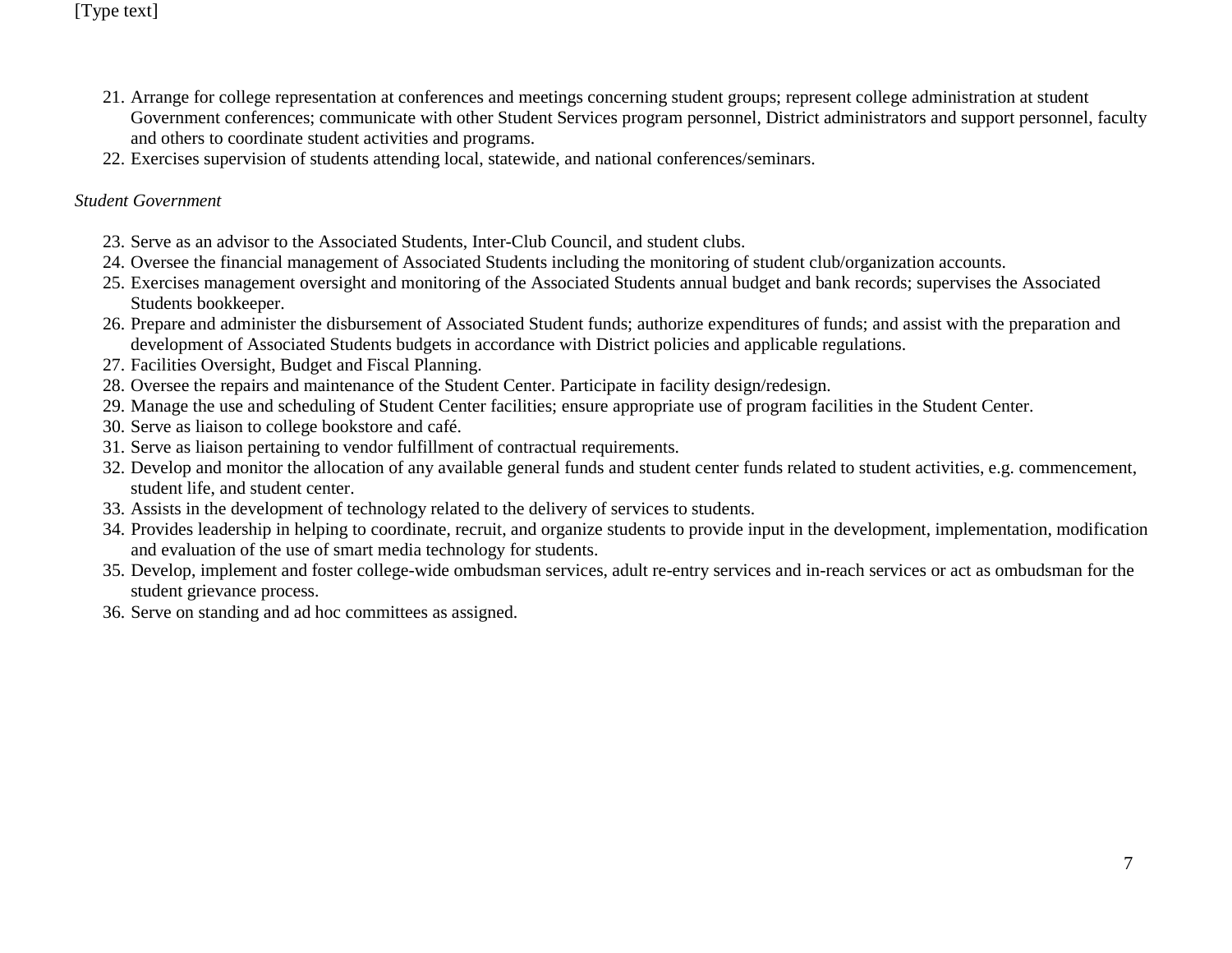21. Arrange for college representation at conferences and meetings concerning student groups; represent college administration at student Government conferences; communicate with other Student Services program personnel, District administrators and support personnel, faculty and others to coordinate student activities and programs.
22. Exercises supervision of students attending local, statewide, and national conferences/seminars.

*Student Government*

23. Serve as an advisor to the Associated Students, Inter-Club Council, and student clubs.
24. Oversee the financial management of Associated Students including the monitoring of student club/organization accounts.
25. Exercises management oversight and monitoring of the Associated Students annual budget and bank records; supervises the Associated Students bookkeeper.
26. Prepare and administer the disbursement of Associated Student funds; authorize expenditures of funds; and assist with the preparation and development of Associated Students budgets in accordance with District policies and applicable regulations.
27. Facilities Oversight, Budget and Fiscal Planning.
28. Oversee the repairs and maintenance of the Student Center. Participate in facility design/redesign.
29. Manage the use and scheduling of Student Center facilities; ensure appropriate use of program facilities in the Student Center.
30. Serve as liaison to college bookstore and café.
31. Serve as liaison pertaining to vendor fulfillment of contractual requirements.
32. Develop and monitor the allocation of any available general funds and student center funds related to student activities, e.g. commencement, student life, and student center.
33. Assists in the development of technology related to the delivery of services to students.
34. Provides leadership in helping to coordinate, recruit, and organize students to provide input in the development, implementation, modification and evaluation of the use of smart media technology for students.
35. Develop, implement and foster college-wide ombudsman services, adult re-entry services and in-reach services or act as ombudsman for the student grievance process.
36. Serve on standing and ad hoc committees as assigned.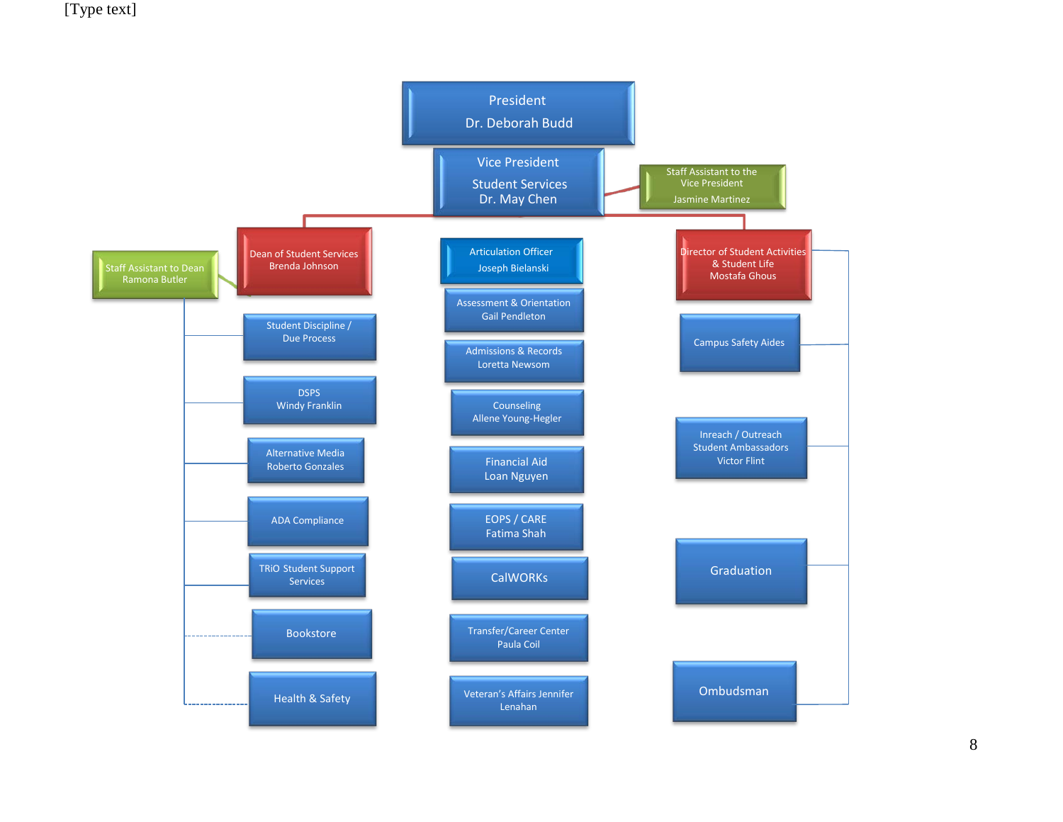[Type text]

- **President**
  Dr. Deborah Budd
  - **Vice President Student Services**
    Dr. May Chen
    - Staff Assistant to the Vice President — Jasmine Martinez
    - **Dean of Student Services** — Brenda Johnson
      - Staff Assistant to Dean — Ramona Butler
      - Student Discipline / Due Process
      - DSPS — Windy Franklin
      - Alternative Media — Roberto Gonzales
      - ADA Compliance
      - TRiO Student Support Services
      - Bookstore
      - Health & Safety
    - Articulation Officer — Joseph Bielanski
    - Assessment & Orientation — Gail Pendleton
    - Admissions & Records — Loretta Newsom
    - Counseling — Allene Young-Hegler
    - Financial Aid — Loan Nguyen
    - EOPS / CARE — Fatima Shah
    - CalWORKs
    - Transfer/Career Center — Paula Coil
    - Veteran's Affairs Jennifer Lenahan
    - **Director of Student Activities & Student Life** — Mostafa Ghous
      - Campus Safety Aides
      - Inreach / Outreach Student Ambassadors — Victor Flint
      - Graduation
      - Ombudsman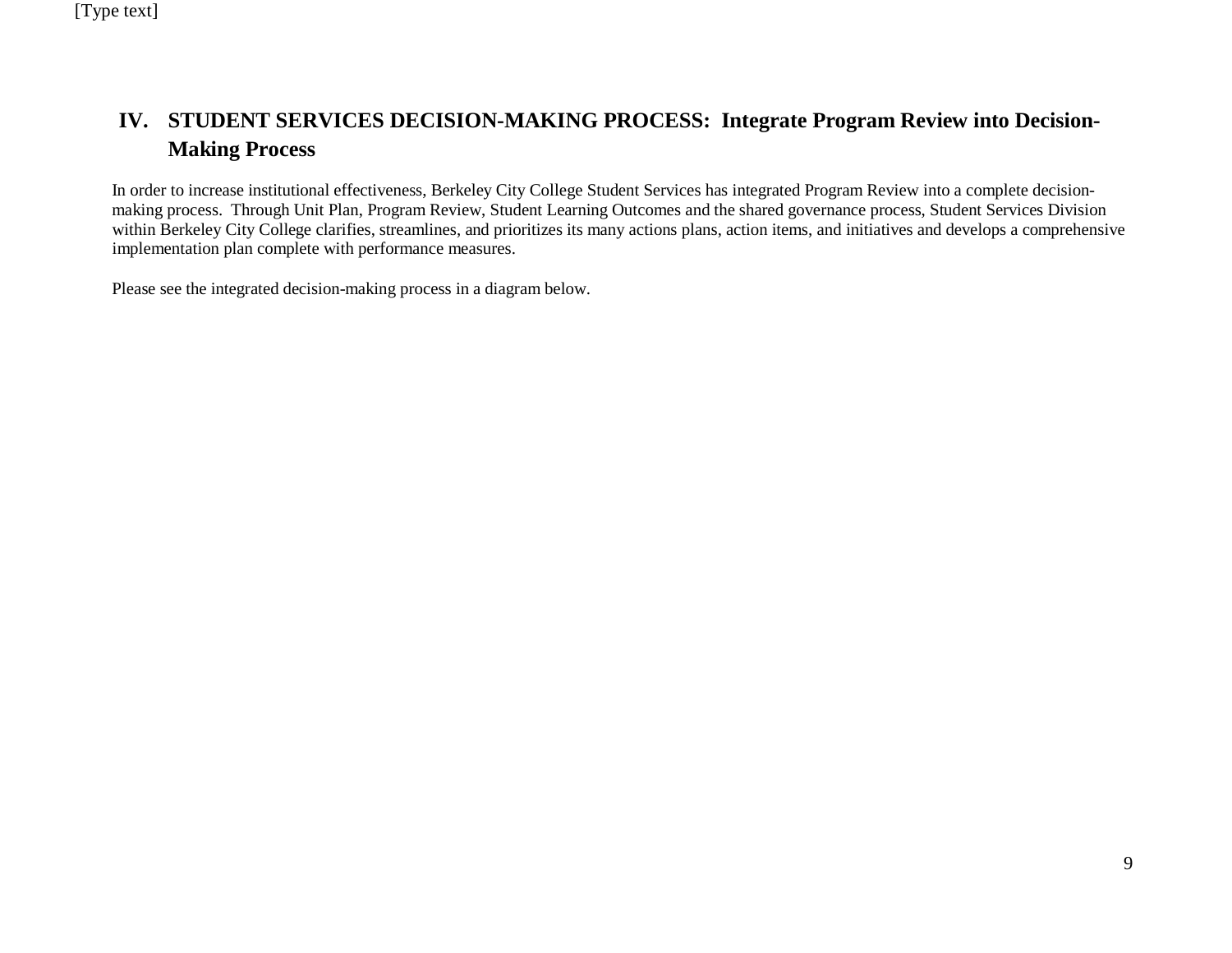## IV. STUDENT SERVICES DECISION-MAKING PROCESS: Integrate Program Review into Decision-Making Process

In order to increase institutional effectiveness, Berkeley City College Student Services has integrated Program Review into a complete decision-making process. Through Unit Plan, Program Review, Student Learning Outcomes and the shared governance process, Student Services Division within Berkeley City College clarifies, streamlines, and prioritizes its many actions plans, action items, and initiatives and develops a comprehensive implementation plan complete with performance measures.

Please see the integrated decision-making process in a diagram below.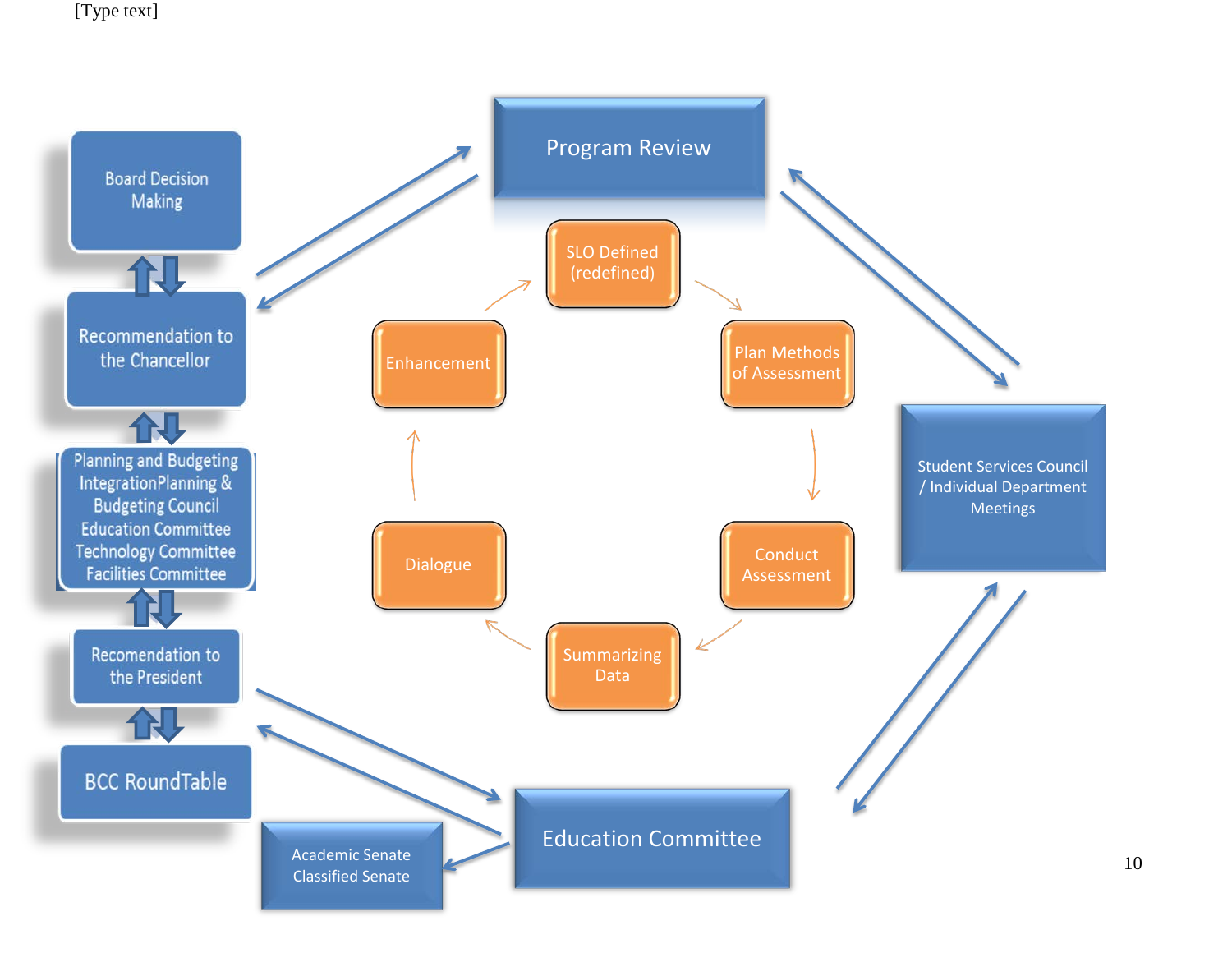Board Decision Making

Recommendation to the Chancellor

Planning and Budgeting Integration Planning & Budgeting Council
Education Committee
Technology Committee
Facilities Committee

Recomendation to the President

BCC RoundTable

Program Review

SLO Defined (redefined)

Plan Methods of Assessment

Conduct Assessment

Summarizing Data

Dialogue

Enhancement

Student Services Council / Individual Department Meetings

Education Committee

Academic Senate
Classified Senate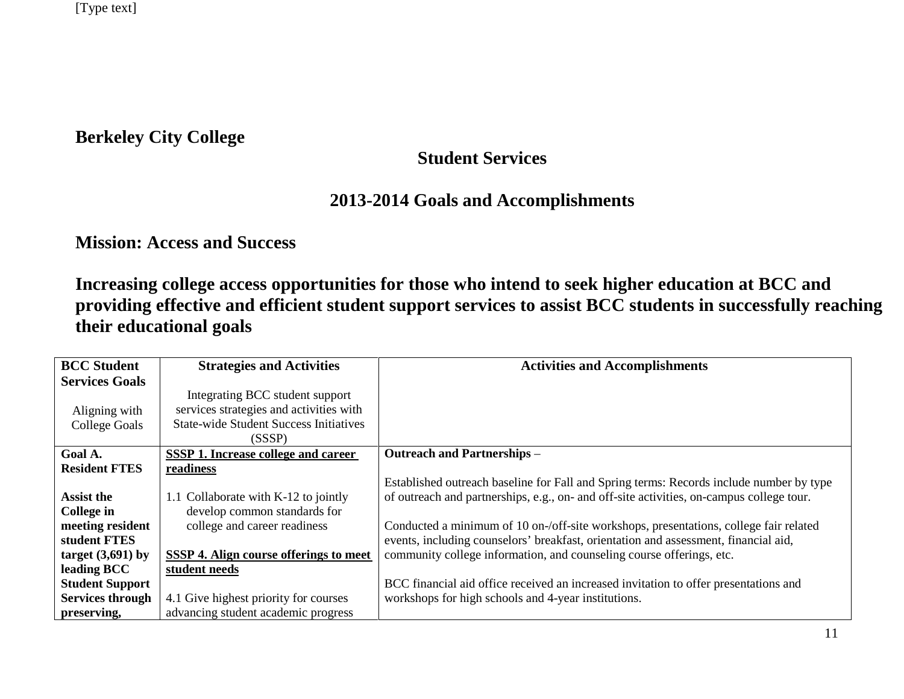# Berkeley City College

## Student Services

## 2013-2014 Goals and Accomplishments

## Mission: Access and Success

### Increasing college access opportunities for those who intend to seek higher education at BCC and providing effective and efficient student support services to assist BCC students in successfully reaching their educational goals

| **BCC Student Services Goals**<br><br>Aligning with College Goals | **Strategies and Activities**<br><br>Integrating BCC student support services strategies and activities with State-wide Student Success Initiatives (SSSP) | **Activities and Accomplishments** |
|---|---|---|
| **Goal A. Resident FTES**<br><br>**Assist the College in meeting resident student FTES target (3,691) by leading BCC Student Support Services through preserving,** | **SSSP 1. Increase college and career readiness**<br><br>1.1 Collaborate with K-12 to jointly develop common standards for college and career readiness<br><br>**SSSP 4. Align course offerings to meet student needs**<br><br>4.1 Give highest priority for courses advancing student academic progress | **Outreach and Partnerships** –<br><br>Established outreach baseline for Fall and Spring terms: Records include number by type of outreach and partnerships, e.g., on- and off-site activities, on-campus college tour.<br><br>Conducted a minimum of 10 on-/off-site workshops, presentations, college fair related events, including counselors' breakfast, orientation and assessment, financial aid, community college information, and counseling course offerings, etc.<br><br>BCC financial aid office received an increased invitation to offer presentations and workshops for high schools and 4-year institutions. |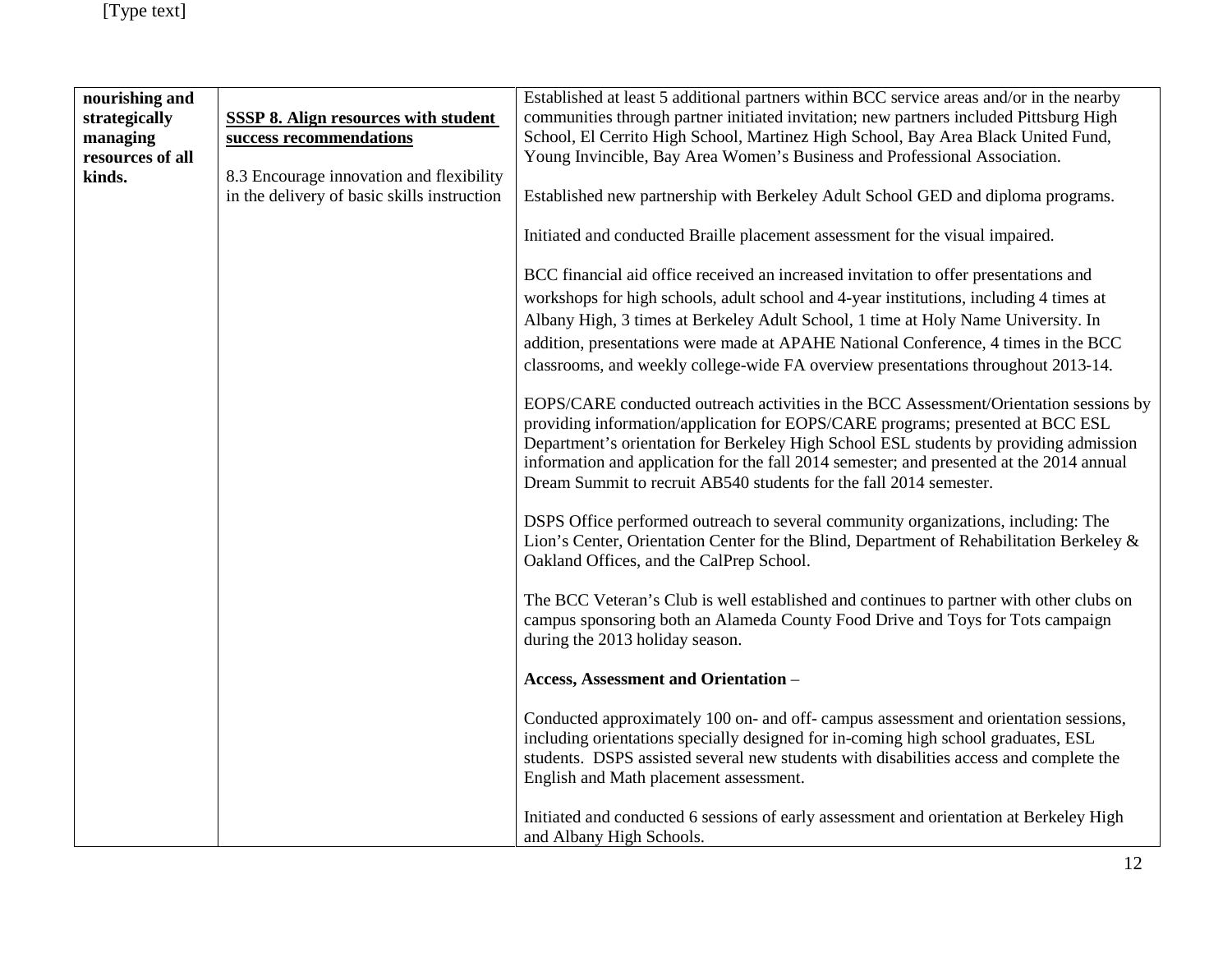| | | |
|---|---|---|
| **nourishing and strategically managing resources of all kinds.** | <u>**SSSP 8. Align resources with student success recommendations**</u><br><br>8.3 Encourage innovation and flexibility in the delivery of basic skills instruction | Established at least 5 additional partners within BCC service areas and/or in the nearby communities through partner initiated invitation; new partners included Pittsburg High School, El Cerrito High School, Martinez High School, Bay Area Black United Fund, Young Invincible, Bay Area Women's Business and Professional Association.<br><br>Established new partnership with Berkeley Adult School GED and diploma programs.<br><br>Initiated and conducted Braille placement assessment for the visual impaired.<br><br>BCC financial aid office received an increased invitation to offer presentations and workshops for high schools, adult school and 4-year institutions, including 4 times at Albany High, 3 times at Berkeley Adult School, 1 time at Holy Name University. In addition, presentations were made at APAHE National Conference, 4 times in the BCC classrooms, and weekly college-wide FA overview presentations throughout 2013-14.<br><br>EOPS/CARE conducted outreach activities in the BCC Assessment/Orientation sessions by providing information/application for EOPS/CARE programs; presented at BCC ESL Department's orientation for Berkeley High School ESL students by providing admission information and application for the fall 2014 semester; and presented at the 2014 annual Dream Summit to recruit AB540 students for the fall 2014 semester.<br><br>DSPS Office performed outreach to several community organizations, including: The Lion's Center, Orientation Center for the Blind, Department of Rehabilitation Berkeley & Oakland Offices, and the CalPrep School.<br><br>The BCC Veteran's Club is well established and continues to partner with other clubs on campus sponsoring both an Alameda County Food Drive and Toys for Tots campaign during the 2013 holiday season.<br><br>**Access, Assessment and Orientation** –<br><br>Conducted approximately 100 on- and off- campus assessment and orientation sessions, including orientations specially designed for in-coming high school graduates, ESL students. DSPS assisted several new students with disabilities access and complete the English and Math placement assessment.<br><br>Initiated and conducted 6 sessions of early assessment and orientation at Berkeley High and Albany High Schools. |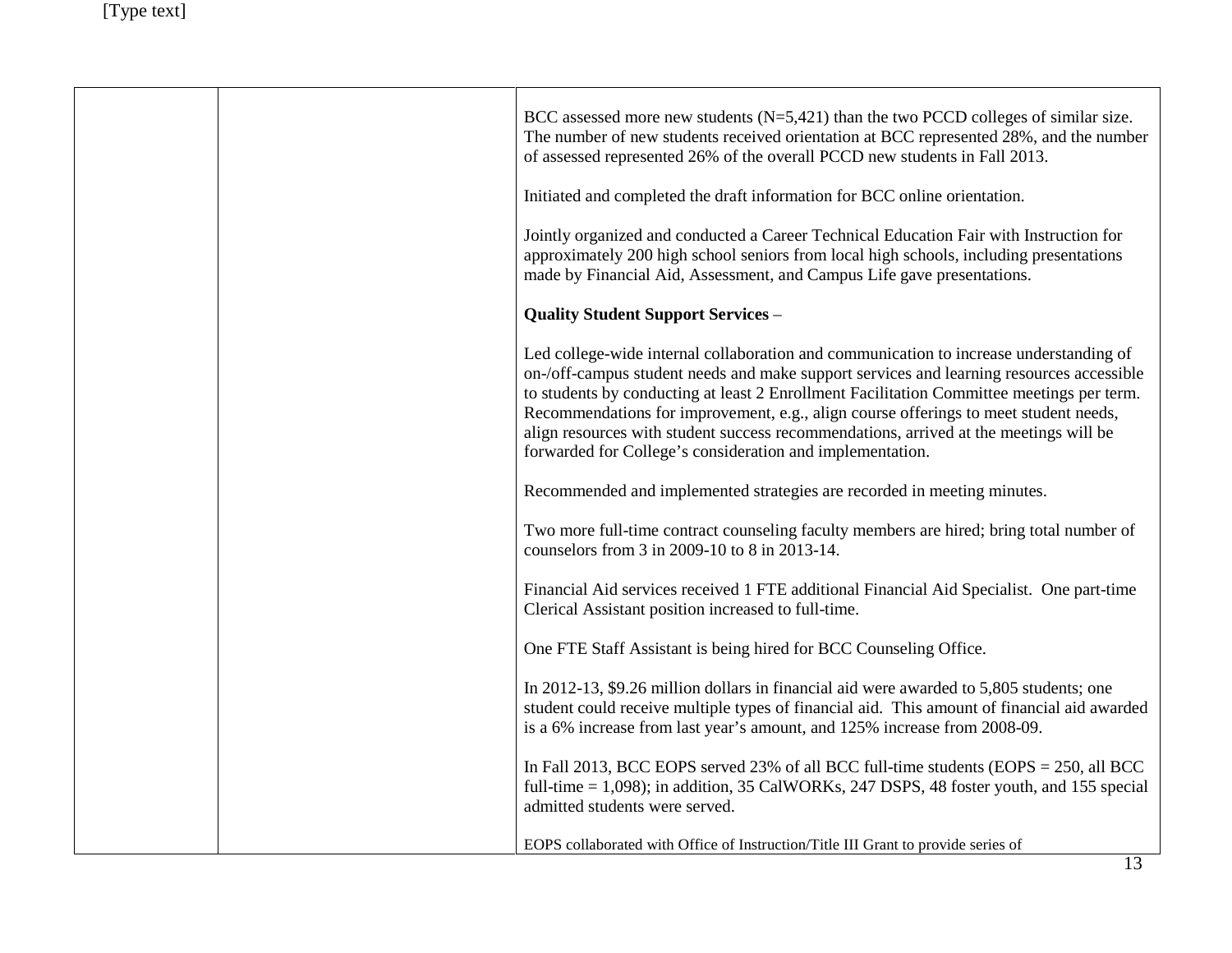| | | |
|---|---|---|
| | | BCC assessed more new students (N=5,421) than the two PCCD colleges of similar size. The number of new students received orientation at BCC represented 28%, and the number of assessed represented 26% of the overall PCCD new students in Fall 2013.<br><br>Initiated and completed the draft information for BCC online orientation.<br><br>Jointly organized and conducted a Career Technical Education Fair with Instruction for approximately 200 high school seniors from local high schools, including presentations made by Financial Aid, Assessment, and Campus Life gave presentations.<br><br>**Quality Student Support Services** –<br><br>Led college-wide internal collaboration and communication to increase understanding of on-/off-campus student needs and make support services and learning resources accessible to students by conducting at least 2 Enrollment Facilitation Committee meetings per term. Recommendations for improvement, e.g., align course offerings to meet student needs, align resources with student success recommendations, arrived at the meetings will be forwarded for College's consideration and implementation.<br><br>Recommended and implemented strategies are recorded in meeting minutes.<br><br>Two more full-time contract counseling faculty members are hired; bring total number of counselors from 3 in 2009-10 to 8 in 2013-14.<br><br>Financial Aid services received 1 FTE additional Financial Aid Specialist. One part-time Clerical Assistant position increased to full-time.<br><br>One FTE Staff Assistant is being hired for BCC Counseling Office.<br><br>In 2012-13, $9.26 million dollars in financial aid were awarded to 5,805 students; one student could receive multiple types of financial aid. This amount of financial aid awarded is a 6% increase from last year's amount, and 125% increase from 2008-09.<br><br>In Fall 2013, BCC EOPS served 23% of all BCC full-time students (EOPS = 250, all BCC full-time = 1,098); in addition, 35 CalWORKs, 247 DSPS, 48 foster youth, and 155 special admitted students were served.<br><br>EOPS collaborated with Office of Instruction/Title III Grant to provide series of |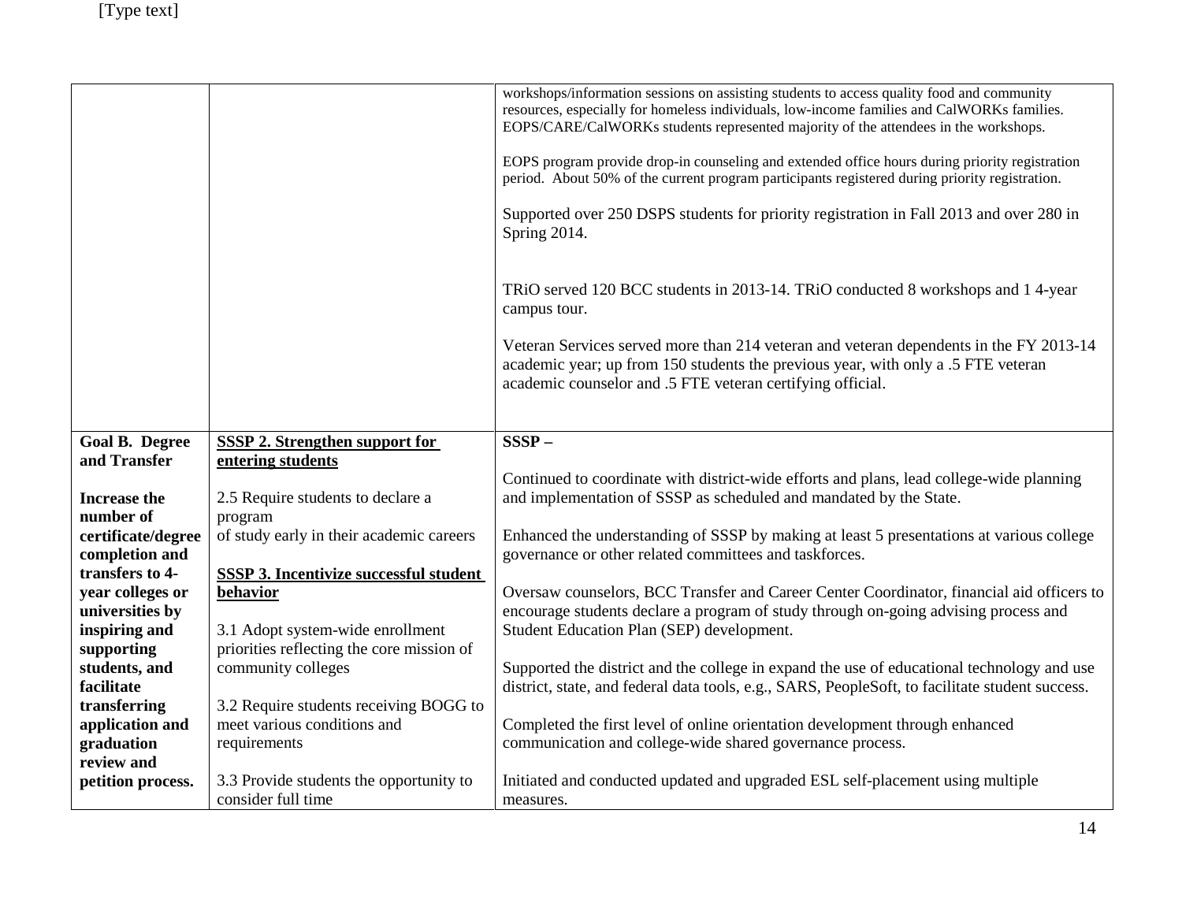| | | |
|---|---|---|
| | | workshops/information sessions on assisting students to access quality food and community resources, especially for homeless individuals, low-income families and CalWORKs families. EOPS/CARE/CalWORKs students represented majority of the attendees in the workshops.<br><br>EOPS program provide drop-in counseling and extended office hours during priority registration period. About 50% of the current program participants registered during priority registration.<br><br>Supported over 250 DSPS students for priority registration in Fall 2013 and over 280 in Spring 2014.<br><br>TRiO served 120 BCC students in 2013-14. TRiO conducted 8 workshops and 1 4-year campus tour.<br><br>Veteran Services served more than 214 veteran and veteran dependents in the FY 2013-14 academic year; up from 150 students the previous year, with only a .5 FTE veteran academic counselor and .5 FTE veteran certifying official. |
| **Goal B. Degree and Transfer**<br><br>**Increase the number of certificate/degree completion and transfers to 4-year colleges or universities by inspiring and supporting students, and facilitate transferring application and graduation review and petition process.** | **SSSP 2. Strengthen support for entering students**<br><br>2.5 Require students to declare a program of study early in their academic careers<br><br>**SSSP 3. Incentivize successful student behavior**<br><br>3.1 Adopt system-wide enrollment priorities reflecting the core mission of community colleges<br><br>3.2 Require students receiving BOGG to meet various conditions and requirements<br><br>3.3 Provide students the opportunity to consider full time | **SSSP –**<br><br>Continued to coordinate with district-wide efforts and plans, lead college-wide planning and implementation of SSSP as scheduled and mandated by the State.<br><br>Enhanced the understanding of SSSP by making at least 5 presentations at various college governance or other related committees and taskforces.<br><br>Oversaw counselors, BCC Transfer and Career Center Coordinator, financial aid officers to encourage students declare a program of study through on-going advising process and Student Education Plan (SEP) development.<br><br>Supported the district and the college in expand the use of educational technology and use district, state, and federal data tools, e.g., SARS, PeopleSoft, to facilitate student success.<br><br>Completed the first level of online orientation development through enhanced communication and college-wide shared governance process.<br><br>Initiated and conducted updated and upgraded ESL self-placement using multiple measures. |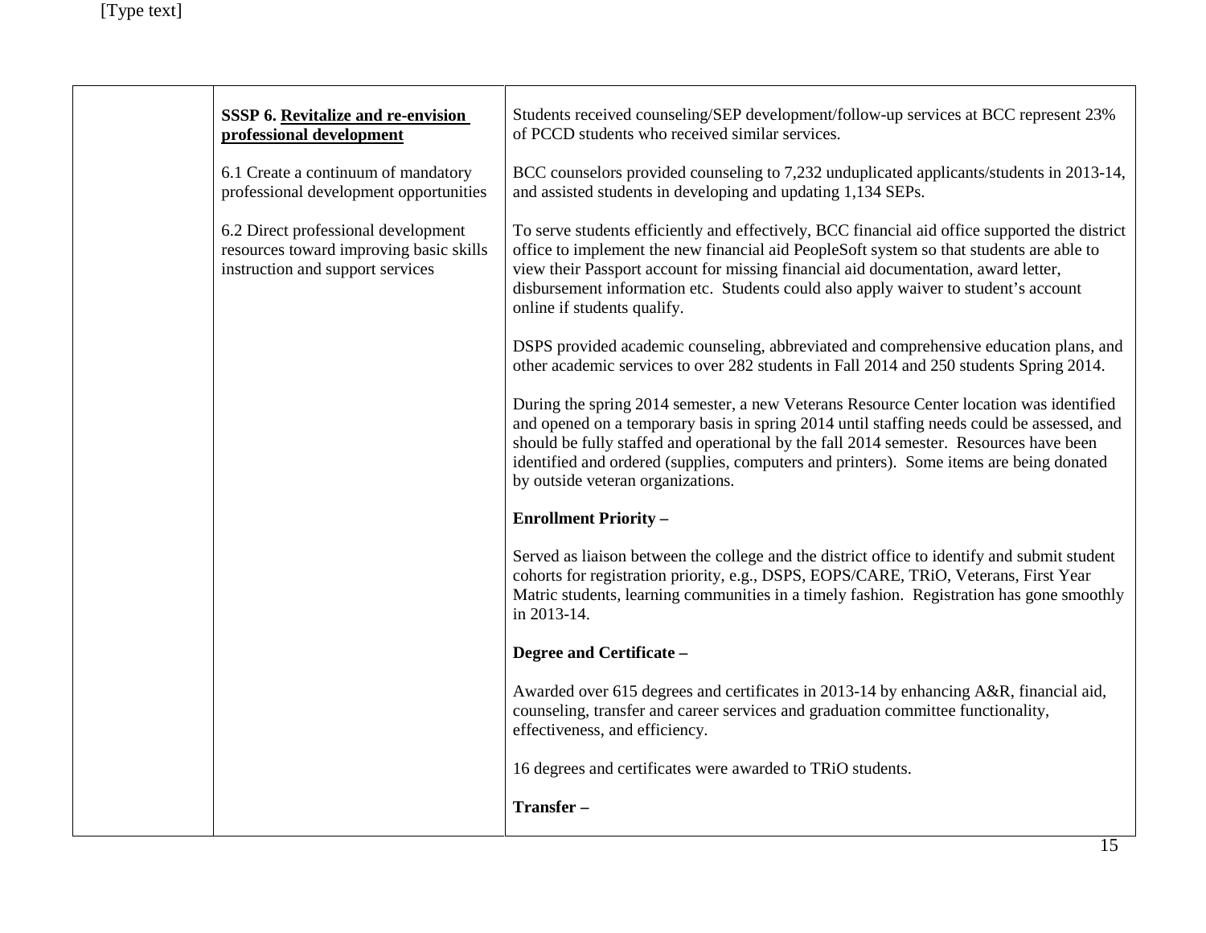| | | |
|---|---|---|
| | **SSSP 6. Revitalize and re-envision professional development**<br><br>6.1 Create a continuum of mandatory professional development opportunities<br><br>6.2 Direct professional development resources toward improving basic skills instruction and support services | Students received counseling/SEP development/follow-up services at BCC represent 23% of PCCD students who received similar services.<br><br>BCC counselors provided counseling to 7,232 unduplicated applicants/students in 2013-14, and assisted students in developing and updating 1,134 SEPs.<br><br>To serve students efficiently and effectively, BCC financial aid office supported the district office to implement the new financial aid PeopleSoft system so that students are able to view their Passport account for missing financial aid documentation, award letter, disbursement information etc. Students could also apply waiver to student's account online if students qualify.<br><br>DSPS provided academic counseling, abbreviated and comprehensive education plans, and other academic services to over 282 students in Fall 2014 and 250 students Spring 2014.<br><br>During the spring 2014 semester, a new Veterans Resource Center location was identified and opened on a temporary basis in spring 2014 until staffing needs could be assessed, and should be fully staffed and operational by the fall 2014 semester. Resources have been identified and ordered (supplies, computers and printers). Some items are being donated by outside veteran organizations.<br><br>**Enrollment Priority –**<br><br>Served as liaison between the college and the district office to identify and submit student cohorts for registration priority, e.g., DSPS, EOPS/CARE, TRiO, Veterans, First Year Matric students, learning communities in a timely fashion. Registration has gone smoothly in 2013-14.<br><br>**Degree and Certificate –**<br><br>Awarded over 615 degrees and certificates in 2013-14 by enhancing A&R, financial aid, counseling, transfer and career services and graduation committee functionality, effectiveness, and efficiency.<br><br>16 degrees and certificates were awarded to TRiO students.<br><br>**Transfer –** |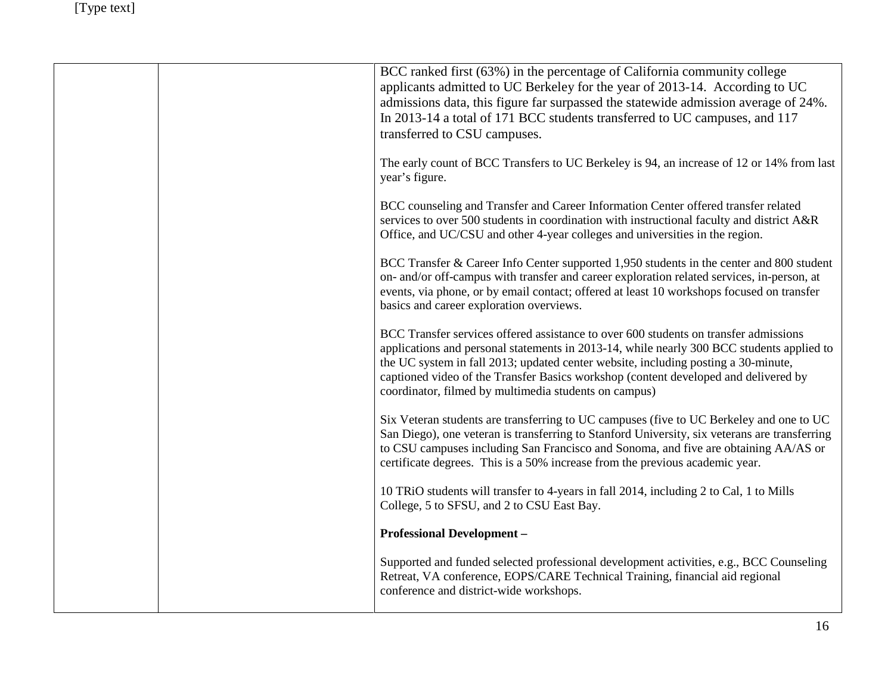| | | |
|---|---|---|
| | | BCC ranked first (63%) in the percentage of California community college applicants admitted to UC Berkeley for the year of 2013-14. According to UC admissions data, this figure far surpassed the statewide admission average of 24%. In 2013-14 a total of 171 BCC students transferred to UC campuses, and 117 transferred to CSU campuses.<br><br>The early count of BCC Transfers to UC Berkeley is 94, an increase of 12 or 14% from last year's figure.<br><br>BCC counseling and Transfer and Career Information Center offered transfer related services to over 500 students in coordination with instructional faculty and district A&R Office, and UC/CSU and other 4-year colleges and universities in the region.<br><br>BCC Transfer & Career Info Center supported 1,950 students in the center and 800 student on- and/or off-campus with transfer and career exploration related services, in-person, at events, via phone, or by email contact; offered at least 10 workshops focused on transfer basics and career exploration overviews.<br><br>BCC Transfer services offered assistance to over 600 students on transfer admissions applications and personal statements in 2013-14, while nearly 300 BCC students applied to the UC system in fall 2013; updated center website, including posting a 30-minute, captioned video of the Transfer Basics workshop (content developed and delivered by coordinator, filmed by multimedia students on campus)<br><br>Six Veteran students are transferring to UC campuses (five to UC Berkeley and one to UC San Diego), one veteran is transferring to Stanford University, six veterans are transferring to CSU campuses including San Francisco and Sonoma, and five are obtaining AA/AS or certificate degrees. This is a 50% increase from the previous academic year.<br><br>10 TRiO students will transfer to 4-years in fall 2014, including 2 to Cal, 1 to Mills College, 5 to SFSU, and 2 to CSU East Bay.<br><br>**Professional Development –**<br><br>Supported and funded selected professional development activities, e.g., BCC Counseling Retreat, VA conference, EOPS/CARE Technical Training, financial aid regional conference and district-wide workshops. |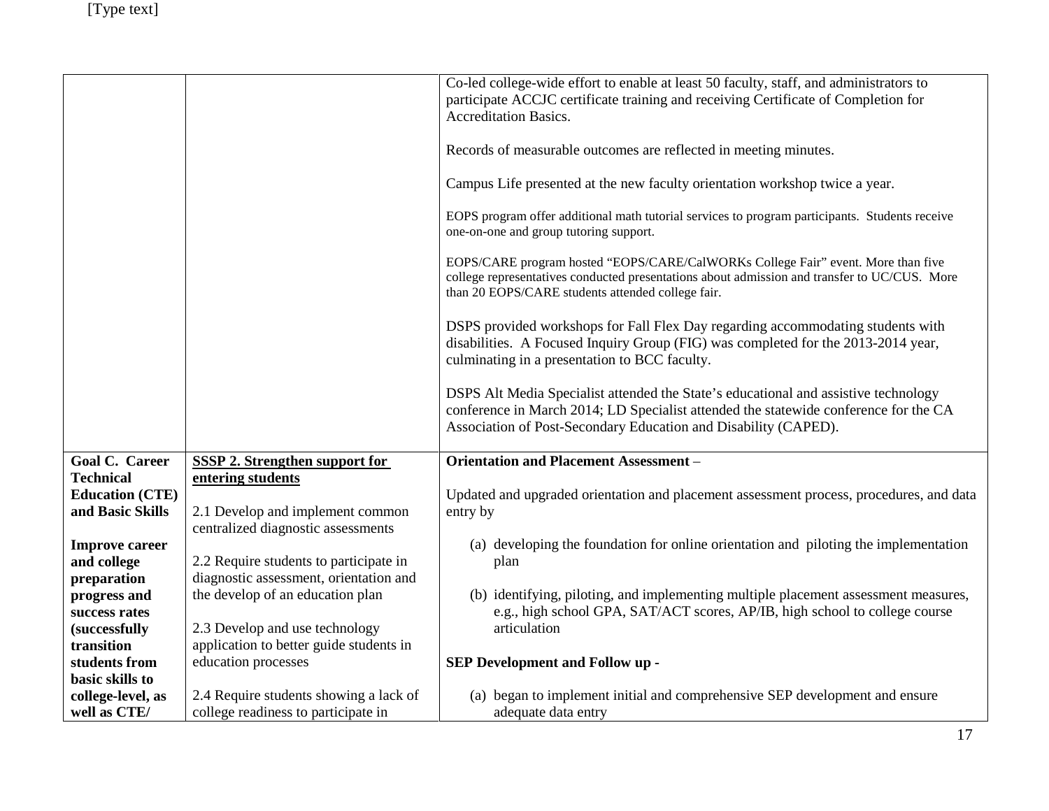| | | |
|---|---|---|
| | | Co-led college-wide effort to enable at least 50 faculty, staff, and administrators to participate ACCJC certificate training and receiving Certificate of Completion for Accreditation Basics.<br><br>Records of measurable outcomes are reflected in meeting minutes.<br><br>Campus Life presented at the new faculty orientation workshop twice a year.<br><br>EOPS program offer additional math tutorial services to program participants. Students receive one-on-one and group tutoring support.<br><br>EOPS/CARE program hosted "EOPS/CARE/CalWORKs College Fair" event. More than five college representatives conducted presentations about admission and transfer to UC/CUS. More than 20 EOPS/CARE students attended college fair.<br><br>DSPS provided workshops for Fall Flex Day regarding accommodating students with disabilities. A Focused Inquiry Group (FIG) was completed for the 2013-2014 year, culminating in a presentation to BCC faculty.<br><br>DSPS Alt Media Specialist attended the State's educational and assistive technology conference in March 2014; LD Specialist attended the statewide conference for the CA Association of Post-Secondary Education and Disability (CAPED). |
| **Goal C. Career Technical Education (CTE) and Basic Skills**<br><br>**Improve career and college preparation progress and success rates (successfully transition students from basic skills to college-level, as well as CTE/** | **SSSP 2. Strengthen support for entering students**<br><br>2.1 Develop and implement common centralized diagnostic assessments<br><br>2.2 Require students to participate in diagnostic assessment, orientation and the develop of an education plan<br><br>2.3 Develop and use technology application to better guide students in education processes<br><br>2.4 Require students showing a lack of college readiness to participate in | **Orientation and Placement Assessment** –<br><br>Updated and upgraded orientation and placement assessment process, procedures, and data entry by<br><br>(a) developing the foundation for online orientation and piloting the implementation plan<br><br>(b) identifying, piloting, and implementing multiple placement assessment measures, e.g., high school GPA, SAT/ACT scores, AP/IB, high school to college course articulation<br><br>**SEP Development and Follow up -**<br><br>(a) began to implement initial and comprehensive SEP development and ensure adequate data entry |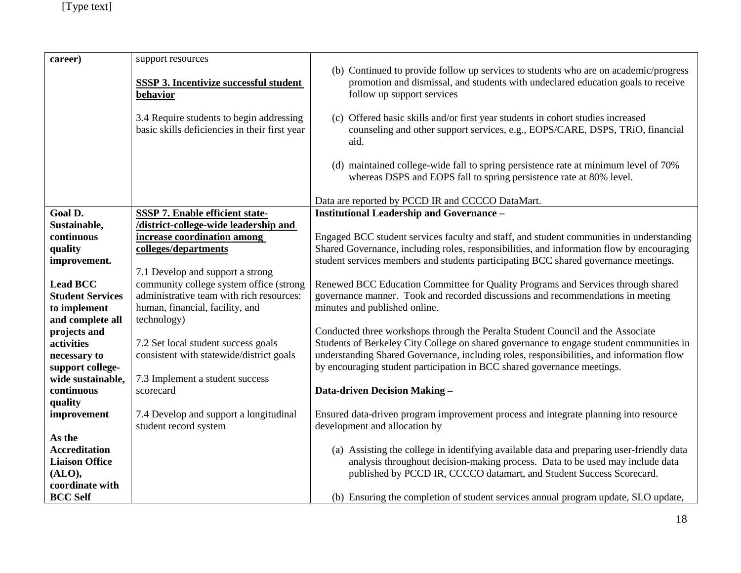| career) | support resources<br><br>**SSSP 3. Incentivize successful student behavior**<br><br>3.4 Require students to begin addressing basic skills deficiencies in their first year | (b) Continued to provide follow up services to students who are on academic/progress promotion and dismissal, and students with undeclared education goals to receive follow up support services<br><br>(c) Offered basic skills and/or first year students in cohort studies increased counseling and other support services, e.g., EOPS/CARE, DSPS, TRiO, financial aid.<br><br>(d) maintained college-wide fall to spring persistence rate at minimum level of 70% whereas DSPS and EOPS fall to spring persistence rate at 80% level.<br><br>Data are reported by PCCD IR and CCCCO DataMart. |
|---|---|---|
| **Goal D. Sustainable, continuous quality improvement.**<br><br>**Lead BCC Student Services to implement and complete all projects and activities necessary to support college-wide sustainable, continuous quality improvement**<br><br>**As the Accreditation Liaison Office (ALO), coordinate with BCC Self** | **SSSP 7. Enable efficient state-/district-college-wide leadership and increase coordination among colleges/departments**<br><br>7.1 Develop and support a strong community college system office (strong administrative team with rich resources: human, financial, facility, and technology)<br><br>7.2 Set local student success goals consistent with statewide/district goals<br><br>7.3 Implement a student success scorecard<br><br>7.4 Develop and support a longitudinal student record system | **Institutional Leadership and Governance –**<br><br>Engaged BCC student services faculty and staff, and student communities in understanding Shared Governance, including roles, responsibilities, and information flow by encouraging student services members and students participating BCC shared governance meetings.<br><br>Renewed BCC Education Committee for Quality Programs and Services through shared governance manner. Took and recorded discussions and recommendations in meeting minutes and published online.<br><br>Conducted three workshops through the Peralta Student Council and the Associate Students of Berkeley City College on shared governance to engage student communities in understanding Shared Governance, including roles, responsibilities, and information flow by encouraging student participation in BCC shared governance meetings.<br><br>**Data-driven Decision Making –**<br><br>Ensured data-driven program improvement process and integrate planning into resource development and allocation by<br><br>(a) Assisting the college in identifying available data and preparing user-friendly data analysis throughout decision-making process. Data to be used may include data published by PCCD IR, CCCCO datamart, and Student Success Scorecard.<br><br>(b) Ensuring the completion of student services annual program update, SLO update, |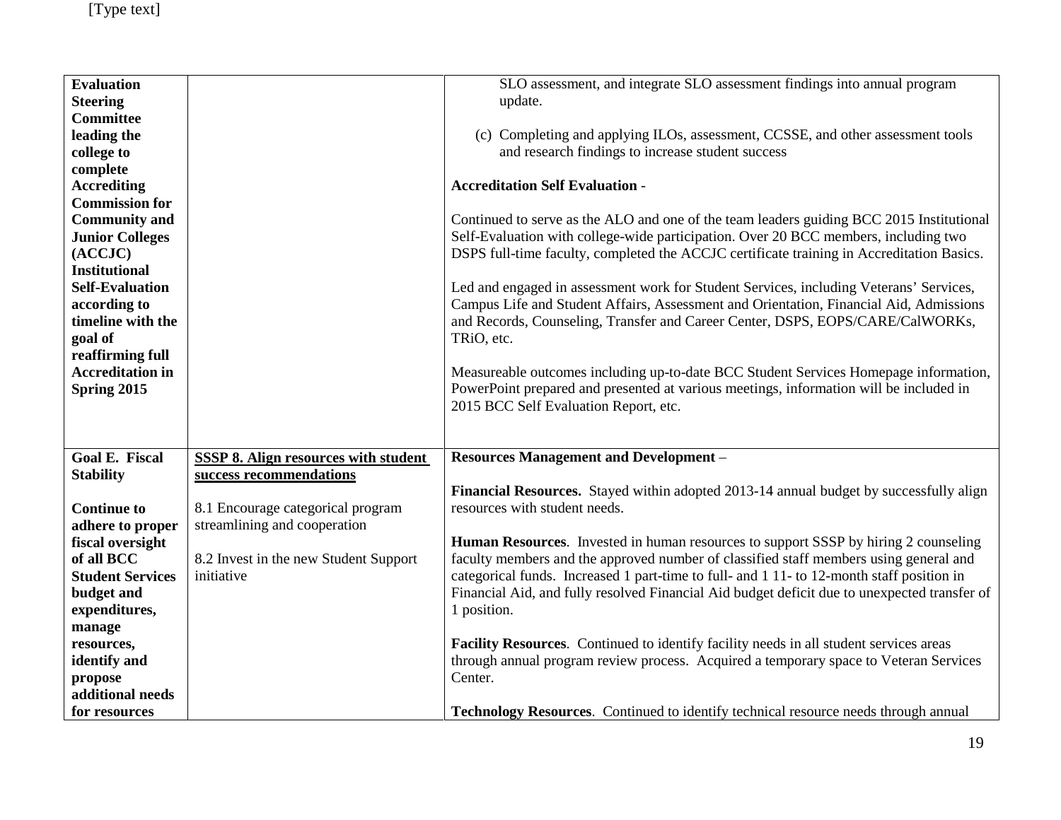| | | |
|---|---|---|
| **Evaluation Steering Committee leading the college to complete Accrediting Commission for Community and Junior Colleges (ACCJC) Institutional Self-Evaluation according to timeline with the goal of reaffirming full Accreditation in Spring 2015** | | SLO assessment, and integrate SLO assessment findings into annual program update.<br><br>(c) Completing and applying ILOs, assessment, CCSSE, and other assessment tools and research findings to increase student success<br><br>**Accreditation Self Evaluation** -<br><br>Continued to serve as the ALO and one of the team leaders guiding BCC 2015 Institutional Self-Evaluation with college-wide participation. Over 20 BCC members, including two DSPS full-time faculty, completed the ACCJC certificate training in Accreditation Basics.<br><br>Led and engaged in assessment work for Student Services, including Veterans' Services, Campus Life and Student Affairs, Assessment and Orientation, Financial Aid, Admissions and Records, Counseling, Transfer and Career Center, DSPS, EOPS/CARE/CalWORKs, TRiO, etc.<br><br>Measureable outcomes including up-to-date BCC Student Services Homepage information, PowerPoint prepared and presented at various meetings, information will be included in 2015 BCC Self Evaluation Report, etc. |
| **Goal E. Fiscal Stability**<br><br>**Continue to adhere to proper fiscal oversight of all BCC Student Services budget and expenditures, manage resources, identify and propose additional needs for resources** | **SSSP 8. Align resources with student success recommendations**<br><br>8.1 Encourage categorical program streamlining and cooperation<br><br>8.2 Invest in the new Student Support initiative | **Resources Management and Development** –<br><br>**Financial Resources.** Stayed within adopted 2013-14 annual budget by successfully align resources with student needs.<br><br>**Human Resources**. Invested in human resources to support SSSP by hiring 2 counseling faculty members and the approved number of classified staff members using general and categorical funds. Increased 1 part-time to full- and 1 11- to 12-month staff position in Financial Aid, and fully resolved Financial Aid budget deficit due to unexpected transfer of 1 position.<br><br>**Facility Resources**. Continued to identify facility needs in all student services areas through annual program review process. Acquired a temporary space to Veteran Services Center.<br><br>**Technology Resources**. Continued to identify technical resource needs through annual |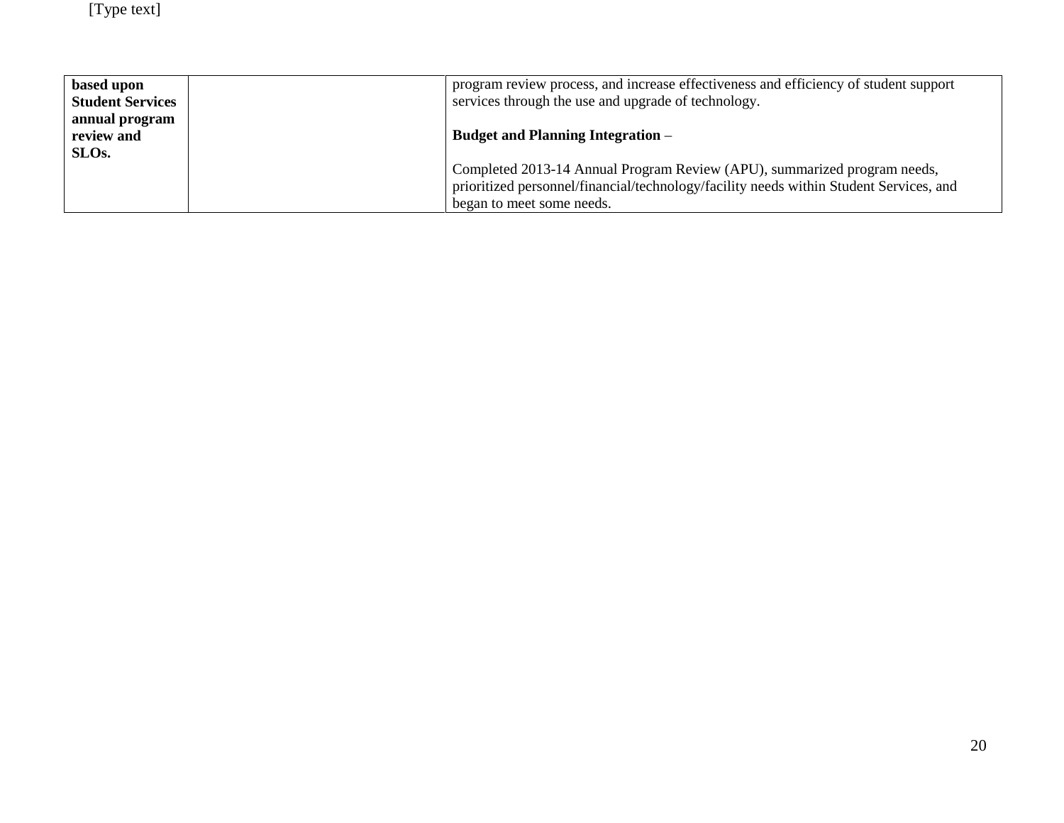| | | |
|---|---|---|
| **based upon Student Services annual program review and SLOs.** | | program review process, and increase effectiveness and efficiency of student support services through the use and upgrade of technology.<br><br>**Budget and Planning Integration** –<br><br>Completed 2013-14 Annual Program Review (APU), summarized program needs, prioritized personnel/financial/technology/facility needs within Student Services, and began to meet some needs. |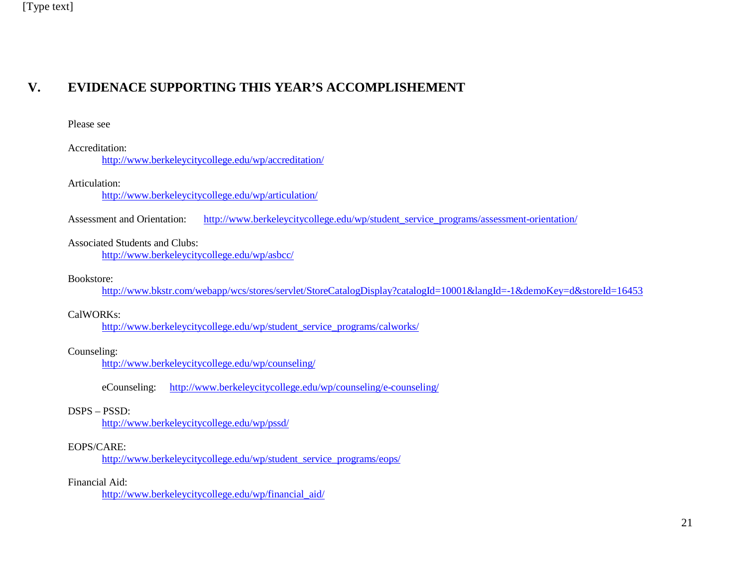## V. EVIDENACE SUPPORTING THIS YEAR'S ACCOMPLISHEMENT

Please see

Accreditation:
 http://www.berkeleycitycollege.edu/wp/accreditation/

Articulation:
 http://www.berkeleycitycollege.edu/wp/articulation/

Assessment and Orientation: http://www.berkeleycitycollege.edu/wp/student_service_programs/assessment-orientation/

Associated Students and Clubs:
 http://www.berkeleycitycollege.edu/wp/asbcc/

Bookstore:
 http://www.bkstr.com/webapp/wcs/stores/servlet/StoreCatalogDisplay?catalogId=10001&langId=-1&demoKey=d&storeId=16453

CalWORKs:
 http://www.berkeleycitycollege.edu/wp/student_service_programs/calworks/

Counseling:
 http://www.berkeleycitycollege.edu/wp/counseling/

 eCounseling: http://www.berkeleycitycollege.edu/wp/counseling/e-counseling/

DSPS – PSSD:
 http://www.berkeleycitycollege.edu/wp/pssd/

EOPS/CARE:
 http://www.berkeleycitycollege.edu/wp/student_service_programs/eops/

Financial Aid:
 http://www.berkeleycitycollege.edu/wp/financial_aid/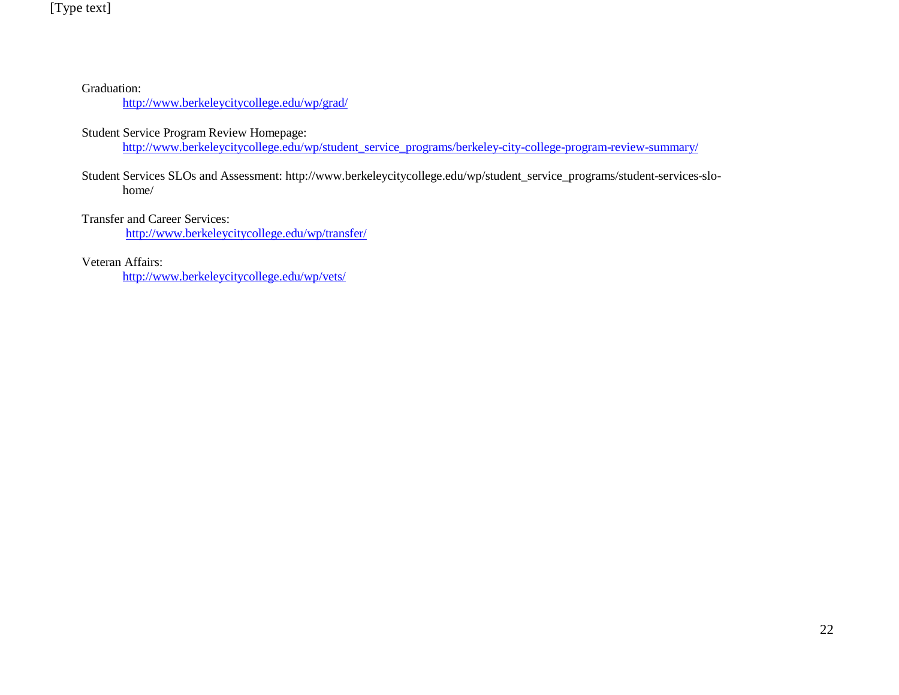Graduation:
http://www.berkeleycitycollege.edu/wp/grad/

Student Service Program Review Homepage:
http://www.berkeleycitycollege.edu/wp/student_service_programs/berkeley-city-college-program-review-summary/

Student Services SLOs and Assessment: http://www.berkeleycitycollege.edu/wp/student_service_programs/student-services-slo-home/

Transfer and Career Services:
http://www.berkeleycitycollege.edu/wp/transfer/

Veteran Affairs:
http://www.berkeleycitycollege.edu/wp/vets/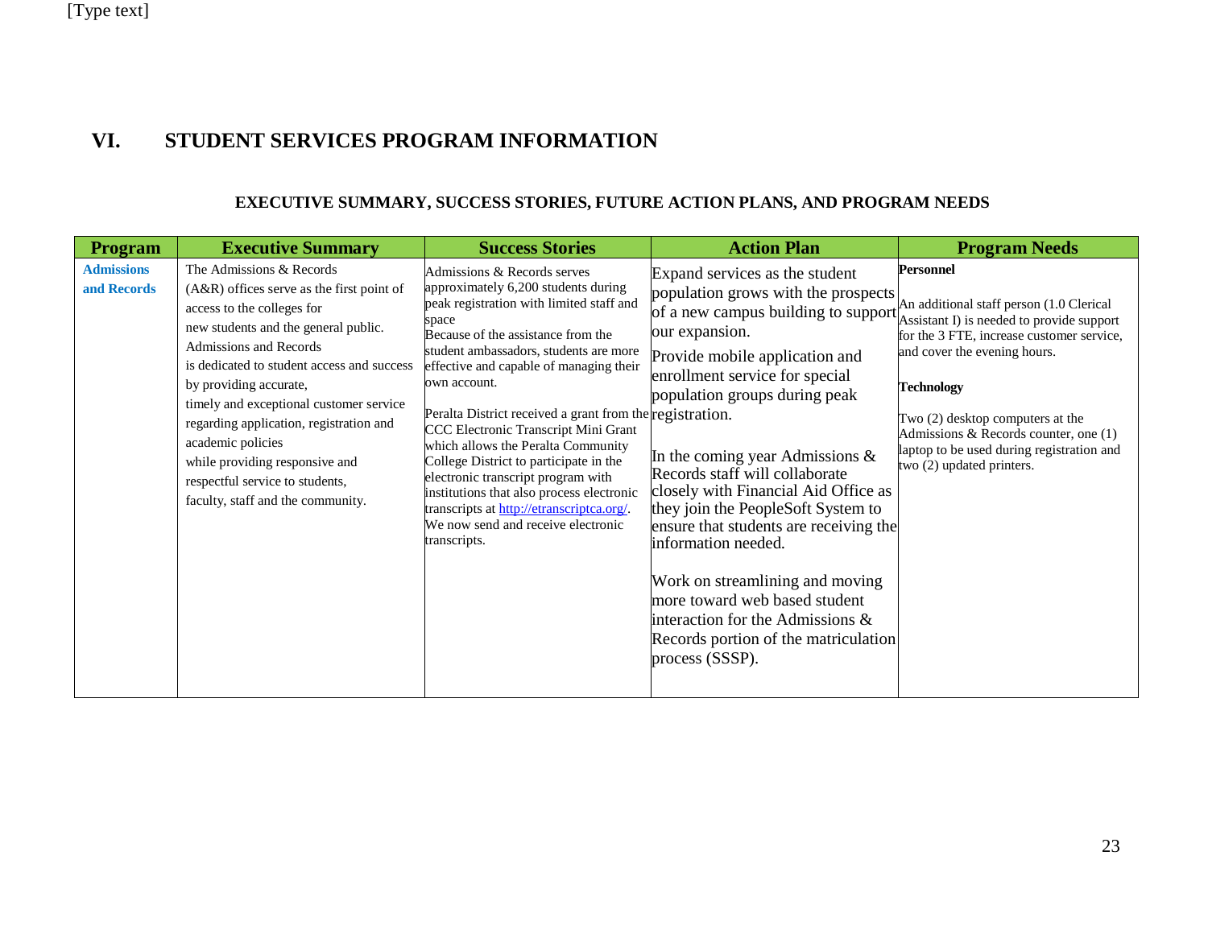# VI. STUDENT SERVICES PROGRAM INFORMATION

## EXECUTIVE SUMMARY, SUCCESS STORIES, FUTURE ACTION PLANS, AND PROGRAM NEEDS

| Program | Executive Summary | Success Stories | Action Plan | Program Needs |
|---|---|---|---|---|
| **Admissions and Records** | The Admissions & Records (A&R) offices serve as the first point of access to the colleges for new students and the general public. Admissions and Records is dedicated to student access and success by providing accurate, timely and exceptional customer service regarding application, registration and academic policies while providing responsive and respectful service to students, faculty, staff and the community. | Admissions & Records serves approximately 6,200 students during peak registration with limited staff and space<br>Because of the assistance from the student ambassadors, students are more effective and capable of managing their own account.<br><br>Peralta District received a grant from the CCC Electronic Transcript Mini Grant which allows the Peralta Community College District to participate in the electronic transcript program with institutions that also process electronic transcripts at http://etranscriptca.org/. We now send and receive electronic transcripts. | Expand services as the student population grows with the prospects of a new campus building to support our expansion.<br><br>Provide mobile application and enrollment service for special population groups during peak registration.<br><br>In the coming year Admissions & Records staff will collaborate closely with Financial Aid Office as they join the PeopleSoft System to ensure that students are receiving the information needed.<br><br>Work on streamlining and moving more toward web based student interaction for the Admissions & Records portion of the matriculation process (SSSP). | **Personnel**<br><br>An additional staff person (1.0 Clerical Assistant I) is needed to provide support for the 3 FTE, increase customer service, and cover the evening hours.<br><br>**Technology**<br><br>Two (2) desktop computers at the Admissions & Records counter, one (1) laptop to be used during registration and two (2) updated printers. |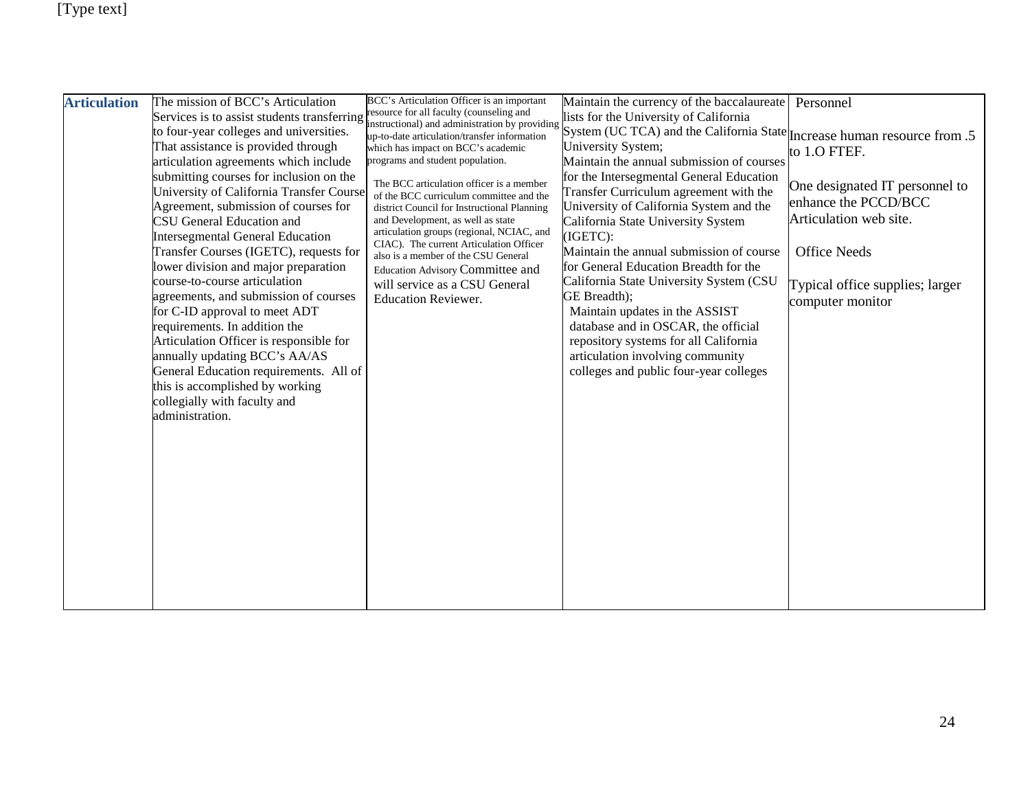| Articulation | The mission of BCC's Articulation Services is to assist students transferring to four-year colleges and universities. That assistance is provided through articulation agreements which include submitting courses for inclusion on the University of California Transfer Course Agreement, submission of courses for CSU General Education and Intersegmental General Education Transfer Courses (IGETC), requests for lower division and major preparation course-to-course articulation agreements, and submission of courses for C-ID approval to meet ADT requirements. In addition the Articulation Officer is responsible for annually updating BCC's AA/AS General Education requirements. All of this is accomplished by working collegially with faculty and administration. | BCC's Articulation Officer is an important resource for all faculty (counseling and instructional) and administration by providing up-to-date articulation/transfer information which has impact on BCC's academic programs and student population.<br><br>The BCC articulation officer is a member of the BCC curriculum committee and the district Council for Instructional Planning and Development, as well as state articulation groups (regional, NCIAC, and CIAC). The current Articulation Officer also is a member of the CSU General Education Advisory Committee and will service as a CSU General Education Reviewer. | Maintain the currency of the baccalaureate lists for the University of California System (UC TCA) and the California State University System;<br>Maintain the annual submission of courses for the Intersegmental General Education Transfer Curriculum agreement with the University of California System and the California State University System (IGETC):<br>Maintain the annual submission of course for General Education Breadth for the California State University System (CSU GE Breadth);<br>Maintain updates in the ASSIST database and in OSCAR, the official repository systems for all California articulation involving community colleges and public four-year colleges | Personnel<br><br>Increase human resource from .5 to 1.O FTEF.<br><br>One designated IT personnel to enhance the PCCD/BCC Articulation web site.<br><br>Office Needs<br><br>Typical office supplies; larger computer monitor |
|---|---|---|---|---|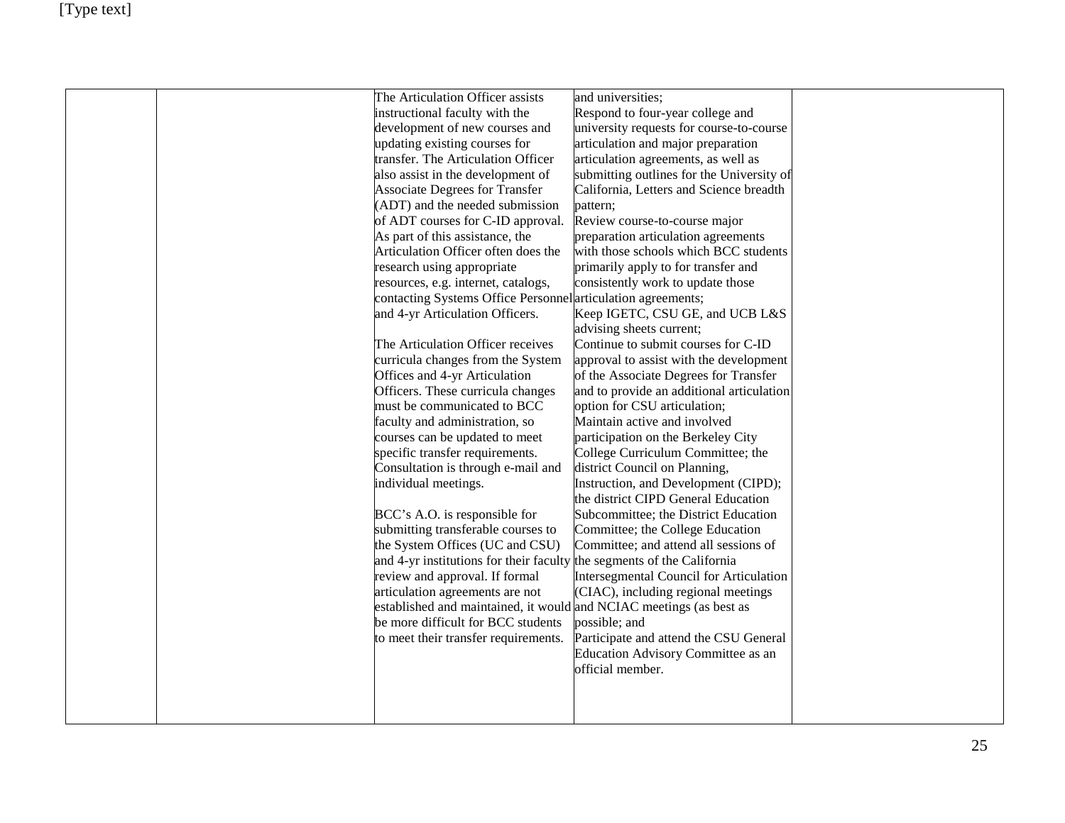| | | | | |
|---|---|---|---|---|
| | | The Articulation Officer assists instructional faculty with the development of new courses and updating existing courses for transfer. The Articulation Officer also assist in the development of Associate Degrees for Transfer (ADT) and the needed submission of ADT courses for C-ID approval. As part of this assistance, the Articulation Officer often does the research using appropriate resources, e.g. internet, catalogs, contacting Systems Office Personnel and 4-yr Articulation Officers.<br><br>The Articulation Officer receives curricula changes from the System Offices and 4-yr Articulation Officers. These curricula changes must be communicated to BCC faculty and administration, so courses can be updated to meet specific transfer requirements. Consultation is through e-mail and individual meetings.<br><br>BCC's A.O. is responsible for submitting transferable courses to the System Offices (UC and CSU) and 4-yr institutions for their faculty review and approval. If formal articulation agreements are not established and maintained, it would be more difficult for BCC students to meet their transfer requirements. | and universities;<br>Respond to four-year college and university requests for course-to-course articulation and major preparation articulation agreements, as well as submitting outlines for the University of California, Letters and Science breadth pattern;<br>Review course-to-course major preparation articulation agreements with those schools which BCC students primarily apply to for transfer and consistently work to update those articulation agreements;<br>Keep IGETC, CSU GE, and UCB L&S advising sheets current;<br>Continue to submit courses for C-ID approval to assist with the development of the Associate Degrees for Transfer and to provide an additional articulation option for CSU articulation;<br>Maintain active and involved participation on the Berkeley City College Curriculum Committee; the district Council on Planning, Instruction, and Development (CIPD); the district CIPD General Education Subcommittee; the District Education Committee; the College Education Committee; and attend all sessions of the segments of the California Intersegmental Council for Articulation (CIAC), including regional meetings and NCIAC meetings (as best as possible; and<br>Participate and attend the CSU General Education Advisory Committee as an official member. | |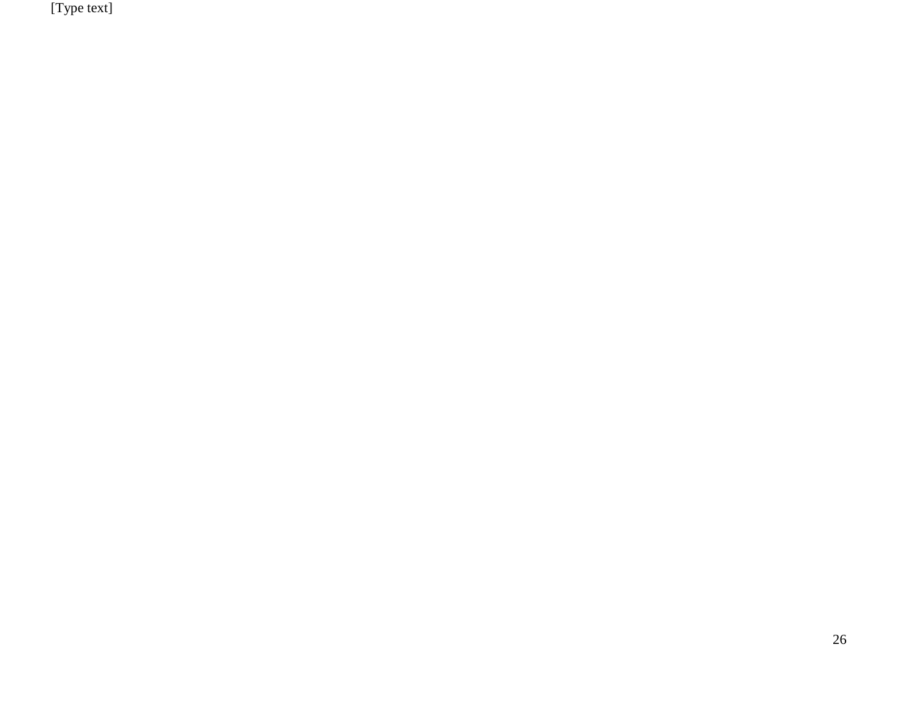[Type text]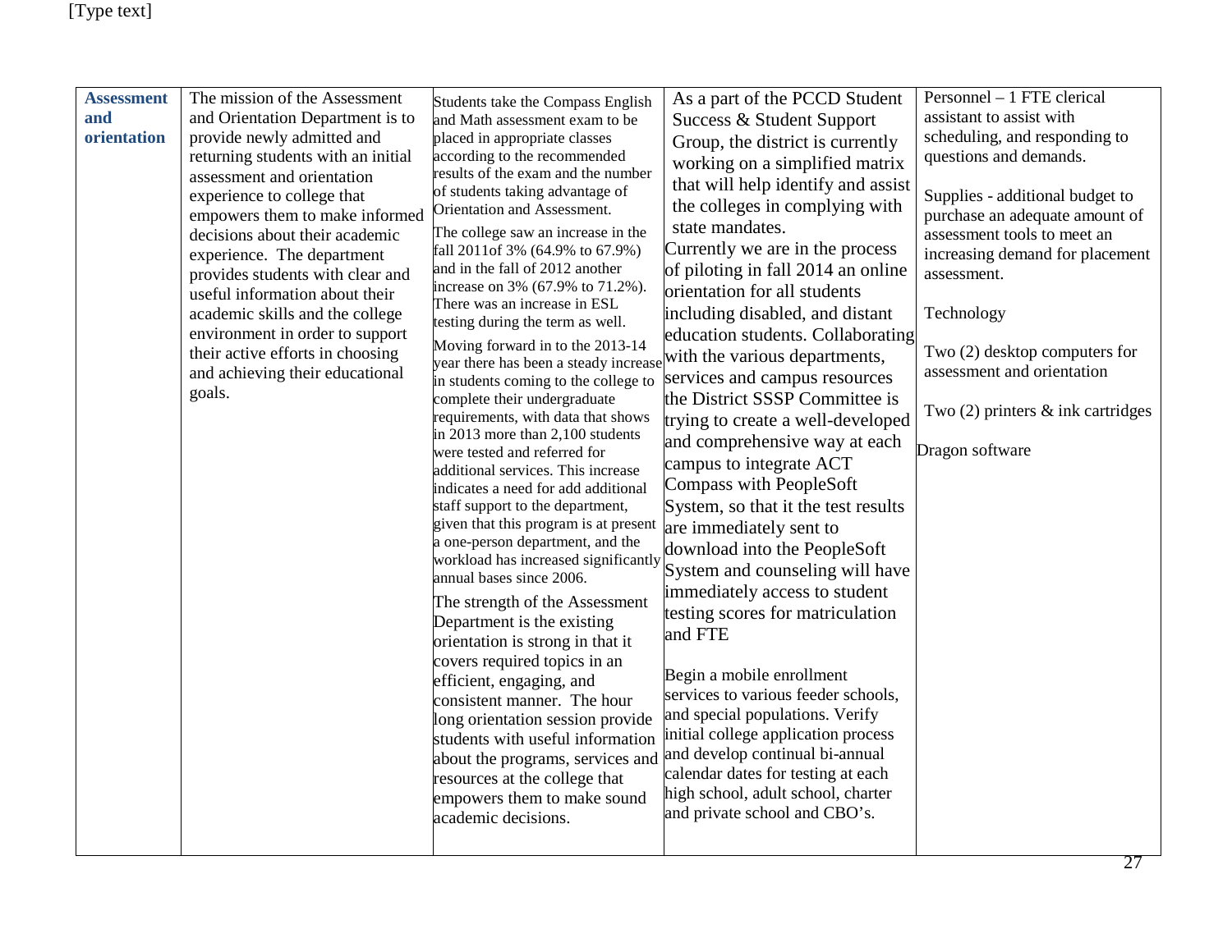| **Assessment and orientation** | The mission of the Assessment and Orientation Department is to provide newly admitted and returning students with an initial assessment and orientation experience to college that empowers them to make informed decisions about their academic experience. The department provides students with clear and useful information about their academic skills and the college environment in order to support their active efforts in choosing and achieving their educational goals. | Students take the Compass English and Math assessment exam to be placed in appropriate classes according to the recommended results of the exam and the number of students taking advantage of Orientation and Assessment.<br><br>The college saw an increase in the fall 2011of 3% (64.9% to 67.9%) and in the fall of 2012 another increase on 3% (67.9% to 71.2%). There was an increase in ESL testing during the term as well.<br><br>Moving forward in to the 2013-14 year there has been a steady increase in students coming to the college to complete their undergraduate requirements, with data that shows in 2013 more than 2,100 students were tested and referred for additional services. This increase indicates a need for add additional staff support to the department, given that this program is at present a one-person department, and the workload has increased significantly annual bases since 2006.<br><br>The strength of the Assessment Department is the existing orientation is strong in that it covers required topics in an efficient, engaging, and consistent manner. The hour long orientation session provide students with useful information about the programs, services and resources at the college that empowers them to make sound academic decisions. | As a part of the PCCD Student Success & Student Support Group, the district is currently working on a simplified matrix that will help identify and assist the colleges in complying with state mandates.<br>Currently we are in the process of piloting in fall 2014 an online orientation for all students including disabled, and distant education students. Collaborating with the various departments, services and campus resources the District SSSP Committee is trying to create a well-developed and comprehensive way at each campus to integrate ACT Compass with PeopleSoft System, so that it the test results are immediately sent to download into the PeopleSoft System and counseling will have immediately access to student testing scores for matriculation and FTE<br><br>Begin a mobile enrollment services to various feeder schools, and special populations. Verify initial college application process and develop continual bi-annual calendar dates for testing at each high school, adult school, charter and private school and CBO's. | Personnel – 1 FTE clerical assistant to assist with scheduling, and responding to questions and demands.<br><br>Supplies - additional budget to purchase an adequate amount of assessment tools to meet an increasing demand for placement assessment.<br><br>Technology<br><br>Two (2) desktop computers for assessment and orientation<br><br>Two (2) printers & ink cartridges<br><br>Dragon software |
|---|---|---|---|---|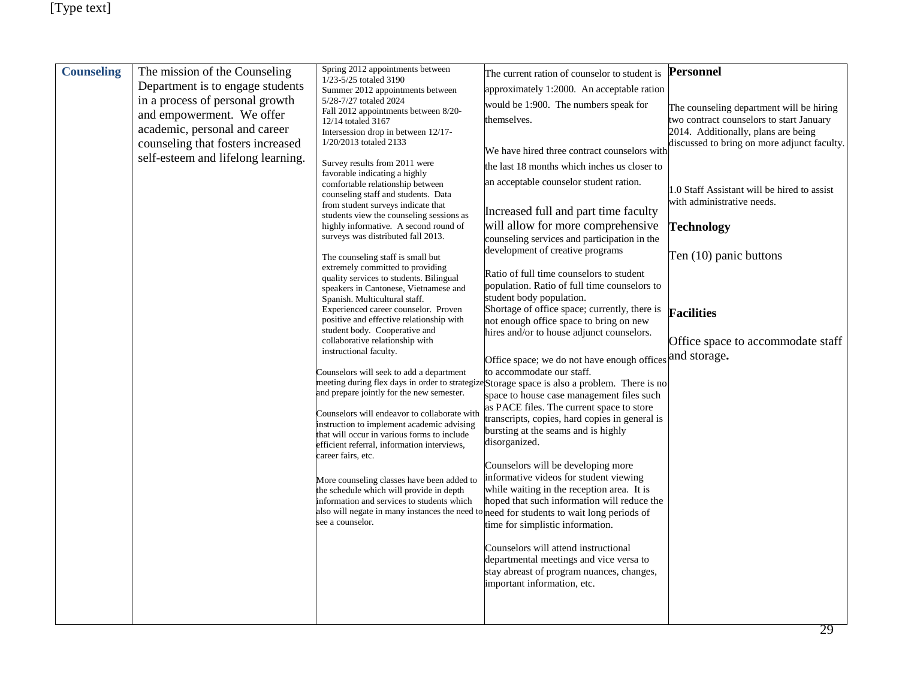| Counseling | The mission of the Counseling Department is to engage students in a process of personal growth and empowerment. We offer academic, personal and career counseling that fosters increased self-esteem and lifelong learning. | Spring 2012 appointments between 1/23-5/25 totaled 3190<br>Summer 2012 appointments between 5/28-7/27 totaled 2024<br>Fall 2012 appointments between 8/20-12/14 totaled 3167<br>Intersession drop in between 12/17-1/20/2013 totaled 2133<br><br>Survey results from 2011 were favorable indicating a highly comfortable relationship between counseling staff and students. Data from student surveys indicate that students view the counseling sessions as highly informative. A second round of surveys was distributed fall 2013.<br><br>The counseling staff is small but extremely committed to providing quality services to students. Bilingual speakers in Cantonese, Vietnamese and Spanish. Multicultural staff. Experienced career counselor. Proven positive and effective relationship with student body. Cooperative and collaborative relationship with instructional faculty.<br><br>Counselors will seek to add a department meeting during flex days in order to strategize and prepare jointly for the new semester.<br><br>Counselors will endeavor to collaborate with instruction to implement academic advising that will occur in various forms to include efficient referral, information interviews, career fairs, etc.<br><br>More counseling classes have been added to the schedule which will provide in depth information and services to students which also will negate in many instances the need to see a counselor. | The current ration of counselor to student is approximately 1:2000. An acceptable ration would be 1:900. The numbers speak for themselves.<br><br>We have hired three contract counselors with the last 18 months which inches us closer to an acceptable counselor student ration.<br><br>Increased full and part time faculty will allow for more comprehensive counseling services and participation in the development of creative programs<br><br>Ratio of full time counselors to student population. Ratio of full time counselors to student body population.<br>Shortage of office space; currently, there is not enough office space to bring on new hires and/or to house adjunct counselors.<br><br>Office space; we do not have enough offices to accommodate our staff.<br>Storage space is also a problem. There is no space to house case management files such as PACE files. The current space to store transcripts, copies, hard copies in general is bursting at the seams and is highly disorganized.<br><br>Counselors will be developing more informative videos for student viewing while waiting in the reception area. It is hoped that such information will reduce the need for students to wait long periods of time for simplistic information.<br><br>Counselors will attend instructional departmental meetings and vice versa to stay abreast of program nuances, changes, important information, etc. | **Personnel**<br><br>The counseling department will be hiring two contract counselors to start January 2014. Additionally, plans are being discussed to bring on more adjunct faculty.<br><br>1.0 Staff Assistant will be hired to assist with administrative needs.<br><br>**Technology**<br><br>Ten (10) panic buttons<br><br>**Facilities**<br><br>Office space to accommodate staff and storage**.** |
|---|---|---|---|---|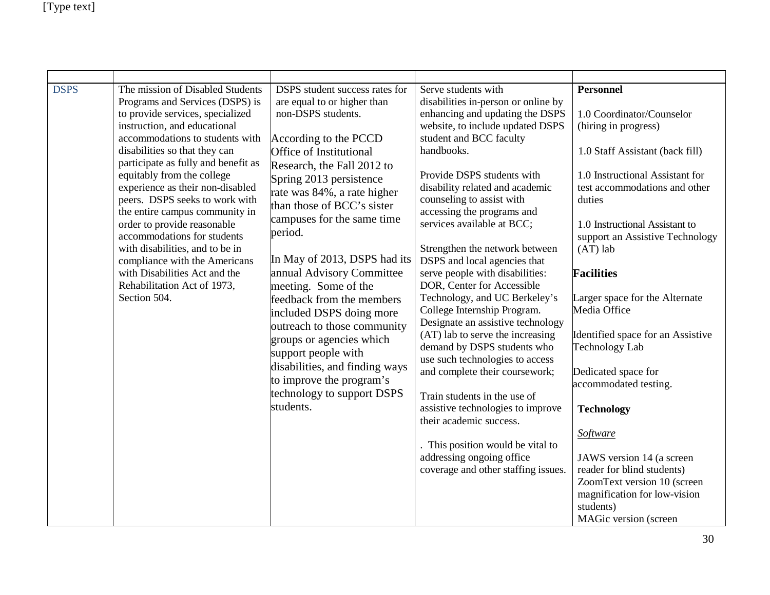| | | | | |
|---|---|---|---|---|
| DSPS | The mission of Disabled Students Programs and Services (DSPS) is to provide services, specialized instruction, and educational accommodations to students with disabilities so that they can participate as fully and benefit as equitably from the college experience as their non-disabled peers. DSPS seeks to work with the entire campus community in order to provide reasonable accommodations for students with disabilities, and to be in compliance with the Americans with Disabilities Act and the Rehabilitation Act of 1973, Section 504. | DSPS student success rates for are equal to or higher than non-DSPS students.<br><br>According to the PCCD Office of Institutional Research, the Fall 2012 to Spring 2013 persistence rate was 84%, a rate higher than those of BCC's sister campuses for the same time period.<br><br>In May of 2013, DSPS had its annual Advisory Committee meeting. Some of the feedback from the members included DSPS doing more outreach to those community groups or agencies which support people with disabilities, and finding ways to improve the program's technology to support DSPS students. | Serve students with disabilities in-person or online by enhancing and updating the DSPS website, to include updated DSPS student and BCC faculty handbooks.<br><br>Provide DSPS students with disability related and academic counseling to assist with accessing the programs and services available at BCC;<br><br>Strengthen the network between DSPS and local agencies that serve people with disabilities: DOR, Center for Accessible Technology, and UC Berkeley's College Internship Program. Designate an assistive technology (AT) lab to serve the increasing demand by DSPS students who use such technologies to access and complete their coursework;<br><br>Train students in the use of assistive technologies to improve their academic success.<br><br>. This position would be vital to addressing ongoing office coverage and other staffing issues. | **Personnel**<br><br>1.0 Coordinator/Counselor (hiring in progress)<br><br>1.0 Staff Assistant (back fill)<br><br>1.0 Instructional Assistant for test accommodations and other duties<br><br>1.0 Instructional Assistant to support an Assistive Technology (AT) lab<br><br>**Facilities**<br><br>Larger space for the Alternate Media Office<br><br>Identified space for an Assistive Technology Lab<br><br>Dedicated space for accommodated testing.<br><br>**Technology**<br><br>*Software*<br><br>JAWS version 14 (a screen reader for blind students)<br>ZoomText version 10 (screen magnification for low-vision students)<br>MAGic version (screen |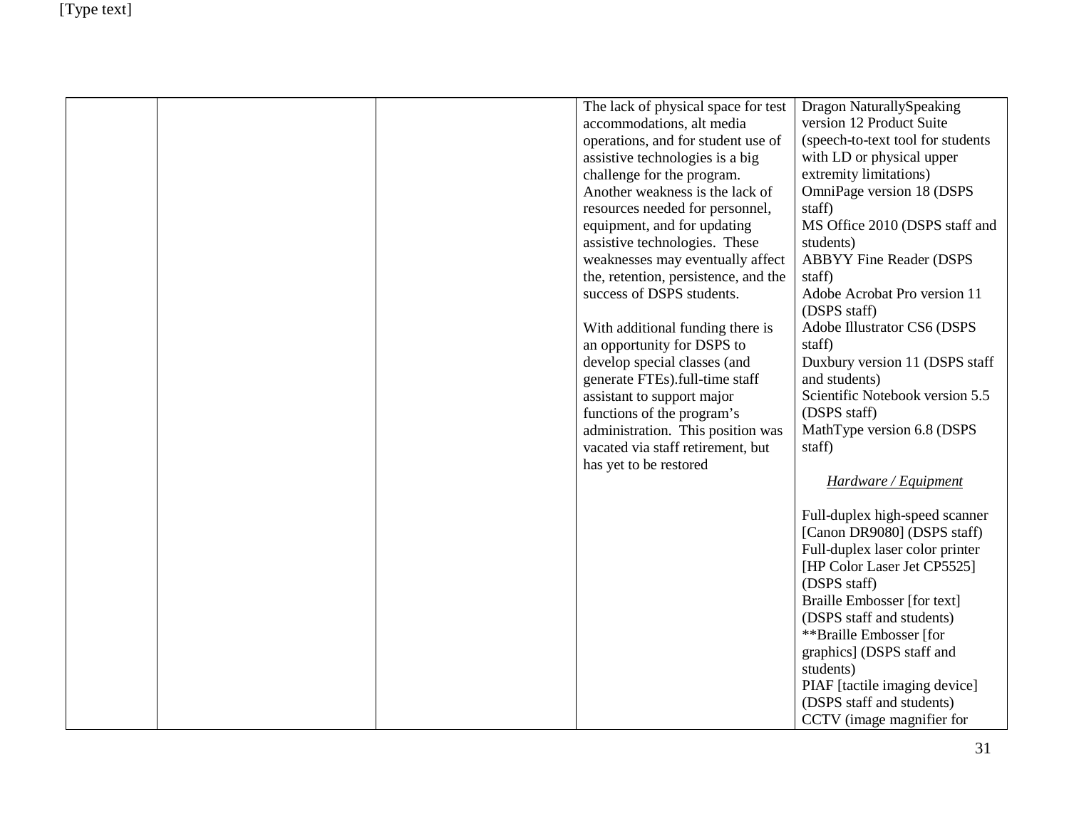|  |  |  | The lack of physical space for test accommodations, alt media operations, and for student use of assistive technologies is a big challenge for the program. Another weakness is the lack of resources needed for personnel, equipment, and for updating assistive technologies. These weaknesses may eventually affect the, retention, persistence, and the success of DSPS students.<br><br>With additional funding there is an opportunity for DSPS to develop special classes (and generate FTEs).full-time staff assistant to support major functions of the program's administration. This position was vacated via staff retirement, but has yet to be restored | Dragon NaturallySpeaking version 12 Product Suite (speech-to-text tool for students with LD or physical upper extremity limitations)<br>OmniPage version 18 (DSPS staff)<br>MS Office 2010 (DSPS staff and students)<br>ABBYY Fine Reader (DSPS staff)<br>Adobe Acrobat Pro version 11 (DSPS staff)<br>Adobe Illustrator CS6 (DSPS staff)<br>Duxbury version 11 (DSPS staff and students)<br>Scientific Notebook version 5.5 (DSPS staff)<br>MathType version 6.8 (DSPS staff)<br><br>*Hardware / Equipment*<br><br>Full-duplex high-speed scanner [Canon DR9080] (DSPS staff)<br>Full-duplex laser color printer [HP Color Laser Jet CP5525] (DSPS staff)<br>Braille Embosser [for text] (DSPS staff and students)<br>**Braille Embosser [for graphics] (DSPS staff and students)<br>PIAF [tactile imaging device] (DSPS staff and students)<br>CCTV (image magnifier for |
|---|---|---|---|---|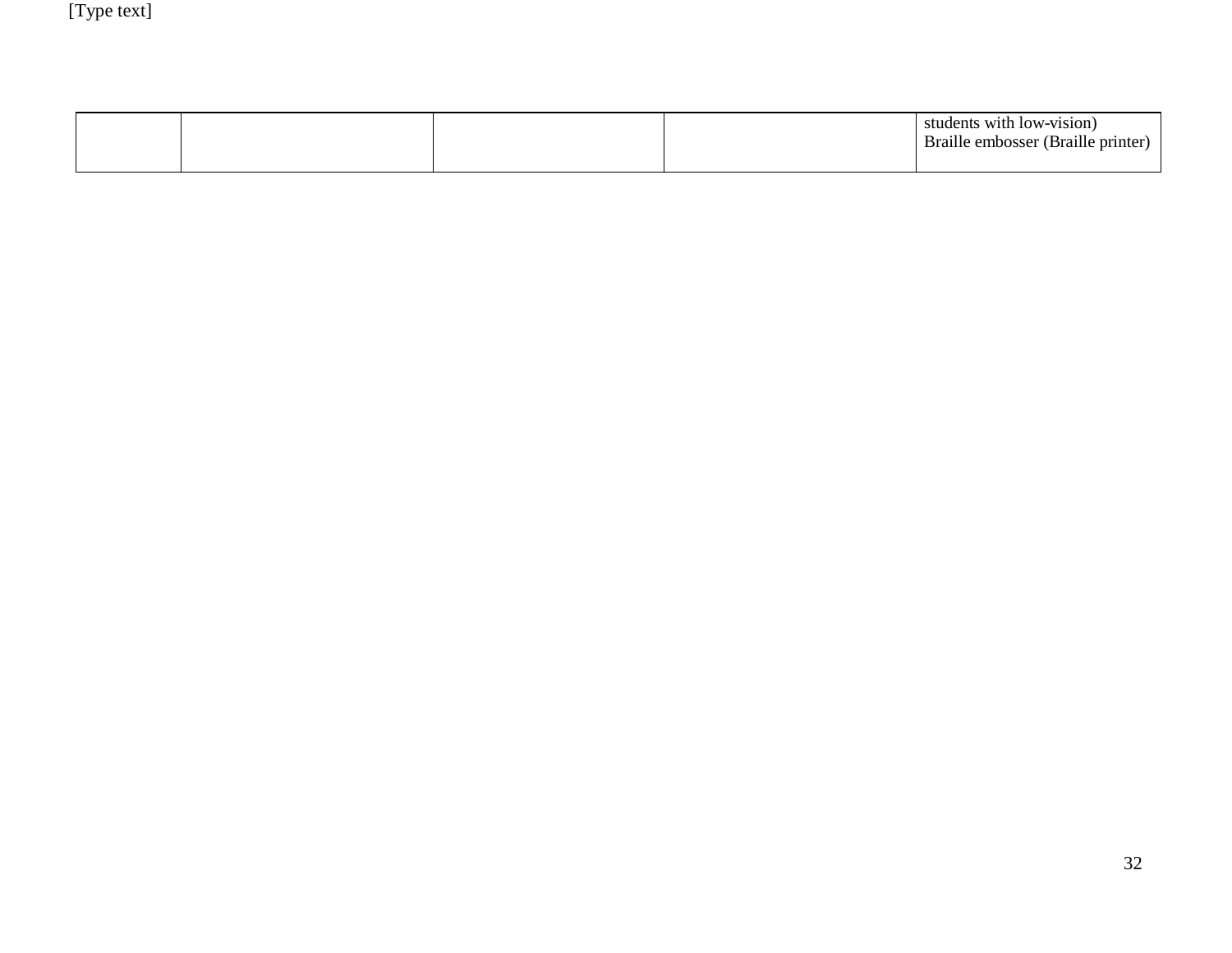| | | | | |
|---|---|---|---|---|
| | | | | students with low-vision)<br>Braille embosser (Braille printer) |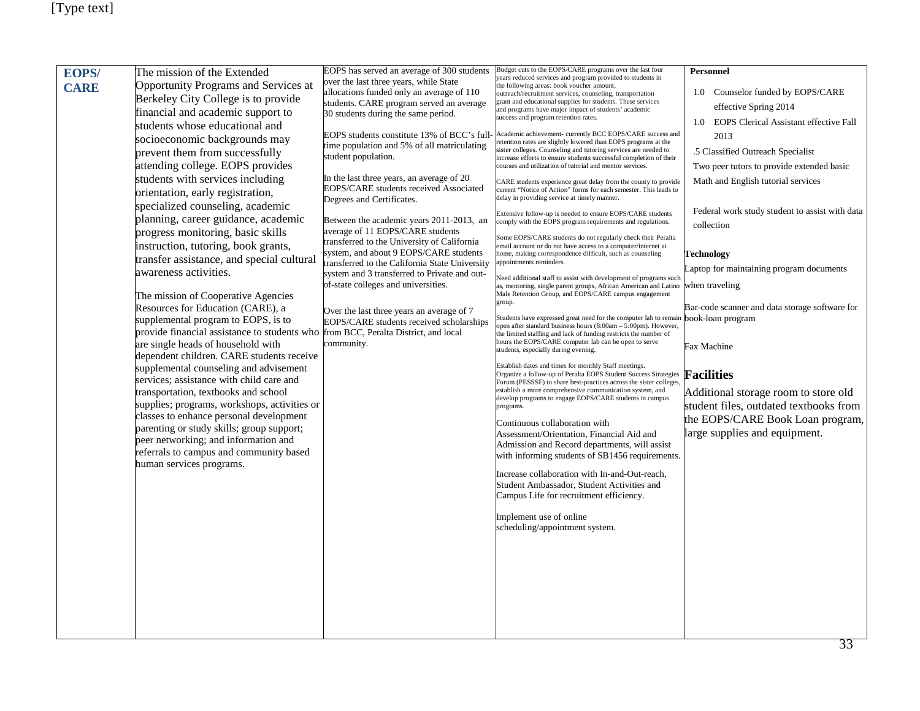| EOPS/ CARE | The mission of the Extended Opportunity Programs and Services at Berkeley City College is to provide financial and academic support to students whose educational and socioeconomic backgrounds may prevent them from successfully attending college. EOPS provides students with services including orientation, early registration, specialized counseling, academic planning, career guidance, academic progress monitoring, basic skills instruction, tutoring, book grants, transfer assistance, and special cultural awareness activities.<br><br>The mission of Cooperative Agencies Resources for Education (CARE), a supplemental program to EOPS, is to provide financial assistance to students who are single heads of household with dependent children. CARE students receive supplemental counseling and advisement services; assistance with child care and transportation, textbooks and school supplies; programs, workshops, activities or classes to enhance personal development parenting or study skills; group support; peer networking; and information and referrals to campus and community based human services programs. | EOPS has served an average of 300 students over the last three years, while State allocations funded only an average of 110 students. CARE program served an average 30 students during the same period.<br><br>EOPS students constitute 13% of BCC's full-time population and 5% of all matriculating student population.<br><br>In the last three years, an average of 20 EOPS/CARE students received Associated Degrees and Certificates.<br><br>Between the academic years 2011-2013, an average of 11 EOPS/CARE students transferred to the University of California system, and about 9 EOPS/CARE students transferred to the California State University system and 3 transferred to Private and out-of-state colleges and universities.<br><br>Over the last three years an average of 7 EOPS/CARE students received scholarships from BCC, Peralta District, and local community. | Budget cuts to the EOPS/CARE programs over the last four years reduced services and program provided to students in the following areas: book voucher amount, outreach/recruitment services, counseling, transportation grant and educational supplies for students. These services and programs have major impact of students' academic success and program retention rates.<br><br>Academic achievement- currently BCC EOPS/CARE success and retention rates are slightly lowered than EOPS programs at the sister colleges. Counseling and tutoring services are needed to increase efforts to ensure students successful completion of their courses and utilization of tutorial and mentor services.<br><br>CARE students experience great delay from the county to provide current "Notice of Action" forms for each semester. This leads to delay in providing service at timely manner.<br><br>Extensive follow-up is needed to ensure EOPS/CARE students comply with the EOPS program requirements and regulations.<br><br>Some EOPS/CARE students do not regularly check their Peralta email account or do not have access to a computer/internet at home, making correspondence difficult, such as counseling appointments reminders.<br><br>Need additional staff to assist with development of programs such as, mentoring, single parent groups, African American and Latino Male Retention Group, and EOPS/CARE campus engagement group.<br><br>Students have expressed great need for the computer lab to remain open after standard business hours (8:00am – 5:00pm). However, the limited staffing and lack of funding restricts the number of hours the EOPS/CARE computer lab can be open to serve students, especially during evening.<br><br>Establish dates and times for monthly Staff meetings. Organize a follow-up of Peralta EOPS Student Success Strategies Forum (PESSSF) to share best-practices across the sister colleges, establish a more comprehensive communication system, and develop programs to engage EOPS/CARE students in campus programs.<br><br>Continuous collaboration with Assessment/Orientation, Financial Aid and Admission and Record departments, will assist with informing students of SB1456 requirements.<br><br>Increase collaboration with In-and-Out-reach, Student Ambassador, Student Activities and Campus Life for recruitment efficiency.<br><br>Implement use of online scheduling/appointment system. | **Personnel**<br><br>1.0 Counselor funded by EOPS/CARE effective Spring 2014<br><br>1.0 EOPS Clerical Assistant effective Fall 2013<br><br>.5 Classified Outreach Specialist<br><br>Two peer tutors to provide extended basic Math and English tutorial services<br><br>Federal work study student to assist with data collection<br><br>**Technology**<br><br>Laptop for maintaining program documents when traveling<br><br>Bar-code scanner and data storage software for book-loan program<br><br>Fax Machine<br><br>**Facilities**<br><br>Additional storage room to store old student files, outdated textbooks from the EOPS/CARE Book Loan program, large supplies and equipment. |
|---|---|---|---|---|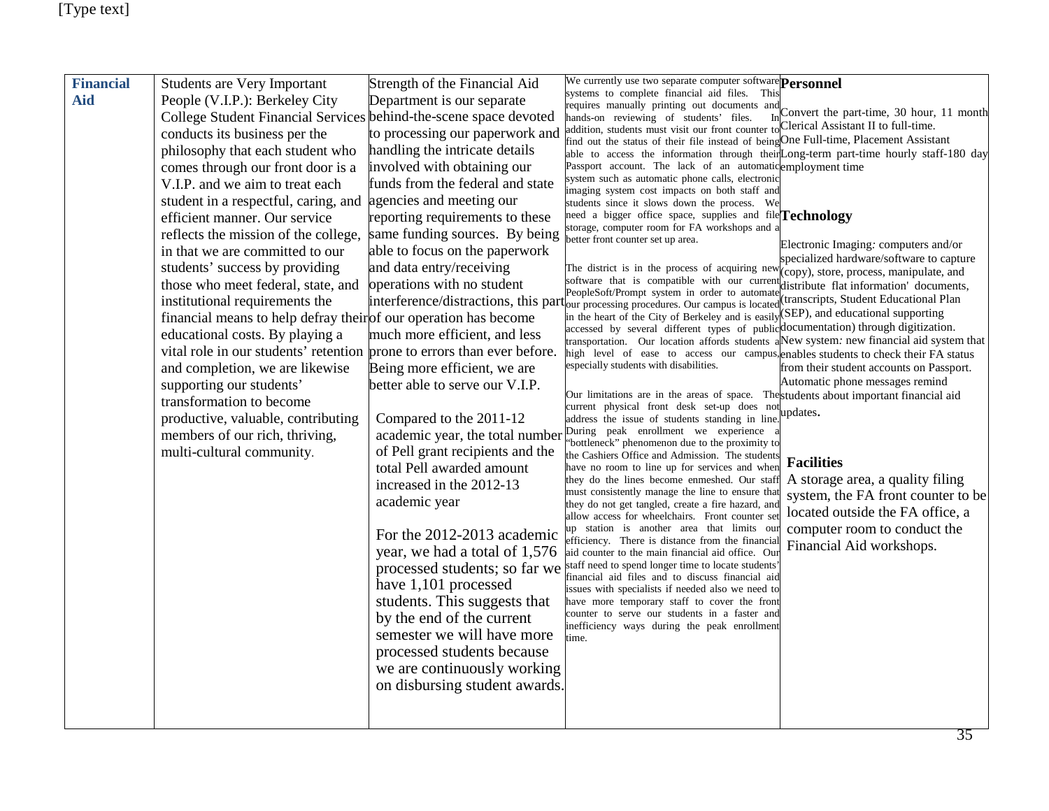| Financial Aid | Students are Very Important People (V.I.P.): Berkeley City College Student Financial Services conducts its business per the philosophy that each student who comes through our front door is a V.I.P. and we aim to treat each student in a respectful, caring, and efficient manner. Our service reflects the mission of the college, in that we are committed to our students' success by providing those who meet federal, state, and institutional requirements the financial means to help defray their educational costs. By playing a vital role in our students' retention and completion, we are likewise supporting our students' transformation to become productive, valuable, contributing members of our rich, thriving, multi-cultural community. | Strength of the Financial Aid Department is our separate behind-the-scene space devoted to processing our paperwork and handling the intricate details involved with obtaining our funds from the federal and state agencies and meeting our reporting requirements to these same funding sources. By being able to focus on the paperwork and data entry/receiving operations with no student interference/distractions, this part of our operation has become much more efficient, and less prone to errors than ever before. Being more efficient, we are better able to serve our V.I.P.<br><br>Compared to the 2011-12 academic year, the total number of Pell grant recipients and the total Pell awarded amount increased in the 2012-13 academic year<br><br>For the 2012-2013 academic year, we had a total of 1,576 processed students; so far we have 1,101 processed students. This suggests that by the end of the current semester we will have more processed students because we are continuously working on disbursing student awards. | We currently use two separate computer software systems to complete financial aid files. This requires manually printing out documents and hands-on reviewing of students' files. In addition, students must visit our front counter to find out the status of their file instead of being able to access the information through their Passport account. The lack of an automatic system such as automatic phone calls, electronic imaging system cost impacts on both staff and students since it slows down the process. We need a bigger office space, supplies and file storage, computer room for FA workshops and a better front counter set up area.<br><br>The district is in the process of acquiring new software that is compatible with our current PeopleSoft/Prompt system in order to automate our processing procedures. Our campus is located in the heart of the City of Berkeley and is easily accessed by several different types of public transportation. Our location affords students a high level of ease to access our campus, especially students with disabilities.<br><br>Our limitations are in the areas of space. The current physical front desk set-up does not address the issue of students standing in line. During peak enrollment we experience a "bottleneck" phenomenon due to the proximity to the Cashiers Office and Admission. The students have no room to line up for services and when they do the lines become enmeshed. Our staff must consistently manage the line to ensure that they do not get tangled, create a fire hazard, and allow access for wheelchairs. Front counter set up station is another area that limits our efficiency. There is distance from the financial aid counter to the main financial aid office. Our staff need to spend longer time to locate students' financial aid files and to discuss financial aid issues with specialists if needed also we need to have more temporary staff to cover the front counter to serve our students in a faster and inefficiency ways during the peak enrollment time. | **Personnel**<br><br>Convert the part-time, 30 hour, 11 month Clerical Assistant II to full-time.<br>One Full-time, Placement Assistant<br>Long-term part-time hourly staff-180 day employment time<br><br>**Technology**<br><br>Electronic Imaging*:* computers and/or specialized hardware/software to capture (copy), store, process, manipulate, and distribute flat information' documents, (transcripts, Student Educational Plan (SEP), and educational supporting documentation) through digitization.<br>New system*:* new financial aid system that enables students to check their FA status from their student accounts on Passport.<br>Automatic phone messages remind students about important financial aid updates.<br><br>**Facilities**<br><br>A storage area, a quality filing system, the FA front counter to be located outside the FA office, a computer room to conduct the Financial Aid workshops. |
|---|---|---|---|---|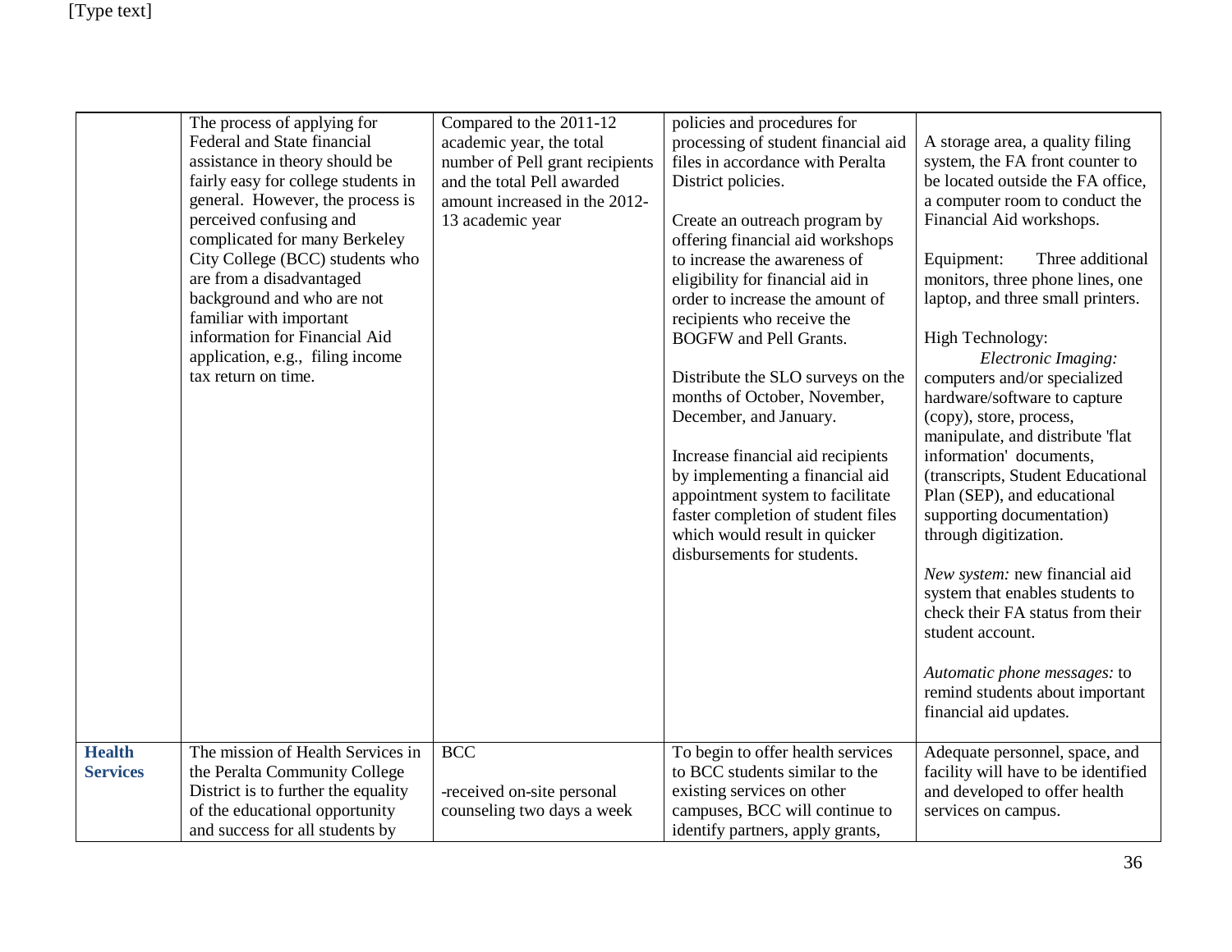|  |  |  |  |  |
|---|---|---|---|---|
|  | The process of applying for Federal and State financial assistance in theory should be fairly easy for college students in general. However, the process is perceived confusing and complicated for many Berkeley City College (BCC) students who are from a disadvantaged background and who are not familiar with important information for Financial Aid application, e.g., filing income tax return on time. | Compared to the 2011-12 academic year, the total number of Pell grant recipients and the total Pell awarded amount increased in the 2012-13 academic year | policies and procedures for processing of student financial aid files in accordance with Peralta District policies.<br><br>Create an outreach program by offering financial aid workshops to increase the awareness of eligibility for financial aid in order to increase the amount of recipients who receive the BOGFW and Pell Grants.<br><br>Distribute the SLO surveys on the months of October, November, December, and January.<br><br>Increase financial aid recipients by implementing a financial aid appointment system to facilitate faster completion of student files which would result in quicker disbursements for students. | A storage area, a quality filing system, the FA front counter to be located outside the FA office, a computer room to conduct the Financial Aid workshops.<br><br>Equipment: Three additional monitors, three phone lines, one laptop, and three small printers.<br><br>High Technology:<br>*Electronic Imaging:* computers and/or specialized hardware/software to capture (copy), store, process, manipulate, and distribute 'flat information' documents, (transcripts, Student Educational Plan (SEP), and educational supporting documentation) through digitization.<br><br>*New system:* new financial aid system that enables students to check their FA status from their student account.<br><br>*Automatic phone messages:* to remind students about important financial aid updates. |
| **Health Services** | The mission of Health Services in the Peralta Community College District is to further the equality of the educational opportunity and success for all students by | BCC<br><br>-received on-site personal counseling two days a week | To begin to offer health services to BCC students similar to the existing services on other campuses, BCC will continue to identify partners, apply grants, | Adequate personnel, space, and facility will have to be identified and developed to offer health services on campus. |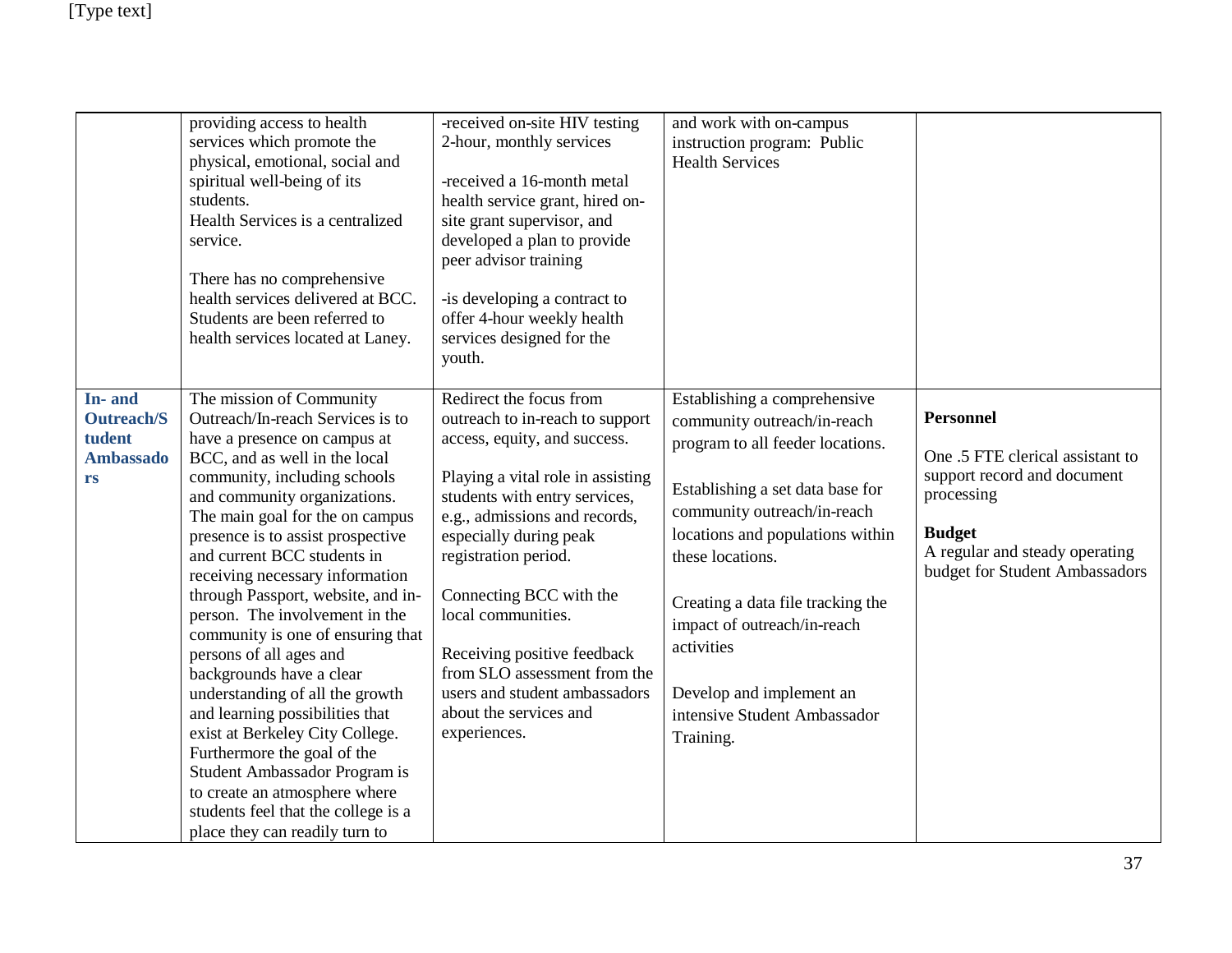| | | | | |
|---|---|---|---|---|
| | providing access to health services which promote the physical, emotional, social and spiritual well-being of its students.<br>Health Services is a centralized service.<br><br>There has no comprehensive health services delivered at BCC. Students are been referred to health services located at Laney. | -received on-site HIV testing 2-hour, monthly services<br><br>-received a 16-month metal health service grant, hired on-site grant supervisor, and developed a plan to provide peer advisor training<br><br>-is developing a contract to offer 4-hour weekly health services designed for the youth. | and work with on-campus instruction program: Public Health Services | |
| **In- and Outreach/Student Ambassadors** | The mission of Community Outreach/In-reach Services is to have a presence on campus at BCC, and as well in the local community, including schools and community organizations. The main goal for the on campus presence is to assist prospective and current BCC students in receiving necessary information through Passport, website, and in-person. The involvement in the community is one of ensuring that persons of all ages and backgrounds have a clear understanding of all the growth and learning possibilities that exist at Berkeley City College. Furthermore the goal of the Student Ambassador Program is to create an atmosphere where students feel that the college is a place they can readily turn to | Redirect the focus from outreach to in-reach to support access, equity, and success.<br><br>Playing a vital role in assisting students with entry services, e.g., admissions and records, especially during peak registration period.<br><br>Connecting BCC with the local communities.<br><br>Receiving positive feedback from SLO assessment from the users and student ambassadors about the services and experiences. | Establishing a comprehensive community outreach/in-reach program to all feeder locations.<br><br>Establishing a set data base for community outreach/in-reach locations and populations within these locations.<br><br>Creating a data file tracking the impact of outreach/in-reach activities<br><br>Develop and implement an intensive Student Ambassador Training. | **Personnel**<br><br>One .5 FTE clerical assistant to support record and document processing<br><br>**Budget**<br>A regular and steady operating budget for Student Ambassadors |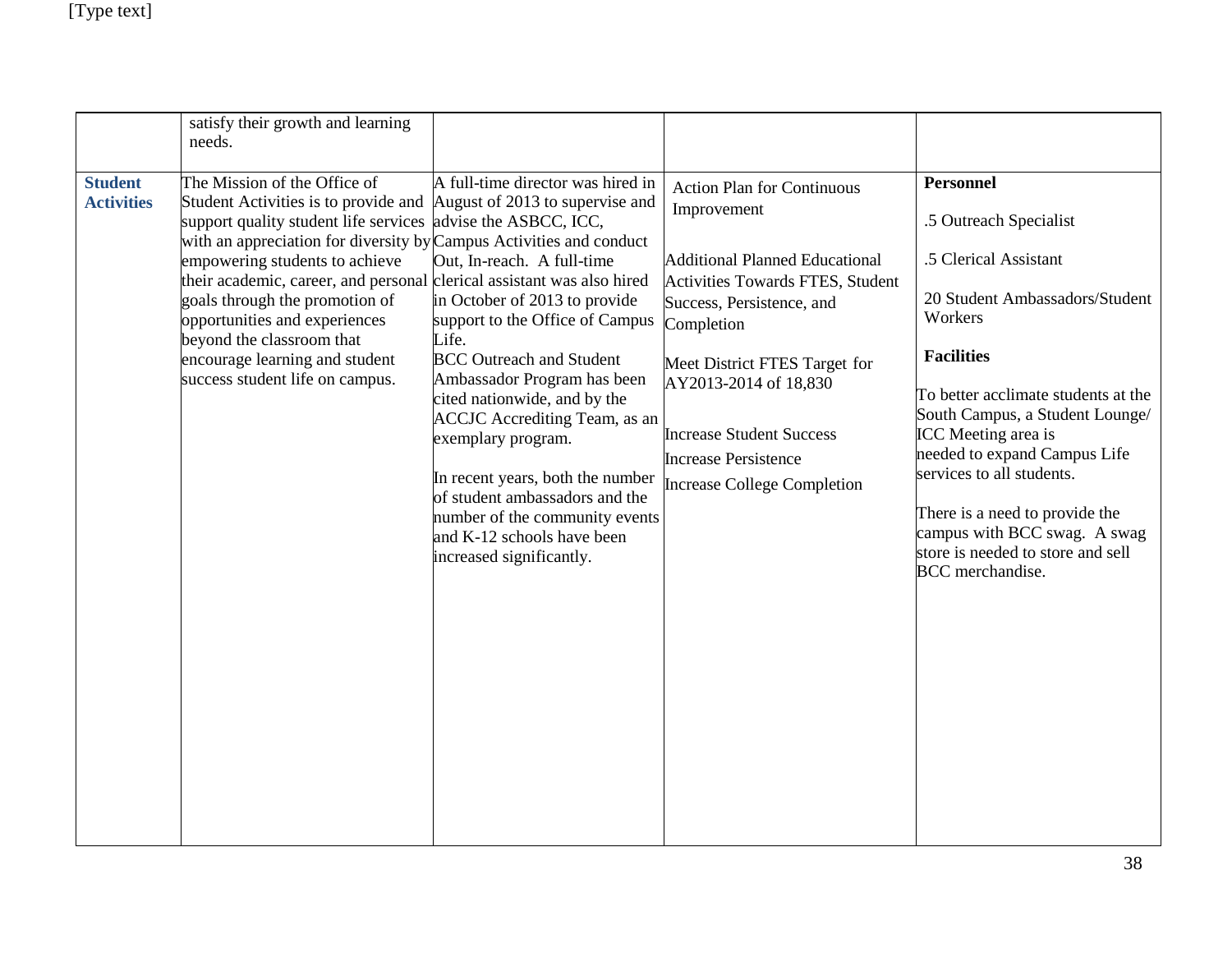| | | | | |
|---|---|---|---|---|
| | satisfy their growth and learning needs. | | | |
| **Student Activities** | The Mission of the Office of Student Activities is to provide and support quality student life services with an appreciation for diversity by empowering students to achieve their academic, career, and personal goals through the promotion of opportunities and experiences beyond the classroom that encourage learning and student success student life on campus. | A full-time director was hired in August of 2013 to supervise and advise the ASBCC, ICC, Campus Activities and conduct Out, In-reach. A full-time clerical assistant was also hired in October of 2013 to provide support to the Office of Campus Life.<br>BCC Outreach and Student Ambassador Program has been cited nationwide, and by the ACCJC Accrediting Team, as an exemplary program.<br><br>In recent years, both the number of student ambassadors and the number of the community events and K-12 schools have been increased significantly. | Action Plan for Continuous Improvement<br><br>Additional Planned Educational Activities Towards FTES, Student Success, Persistence, and Completion<br><br>Meet District FTES Target for AY2013-2014 of 18,830<br><br>Increase Student Success<br><br>Increase Persistence<br><br>Increase College Completion | **Personnel**<br><br>.5 Outreach Specialist<br><br>.5 Clerical Assistant<br><br>20 Student Ambassadors/Student Workers<br><br>**Facilities**<br><br>To better acclimate students at the South Campus, a Student Lounge/ ICC Meeting area is needed to expand Campus Life services to all students.<br><br>There is a need to provide the campus with BCC swag. A swag store is needed to store and sell BCC merchandise. |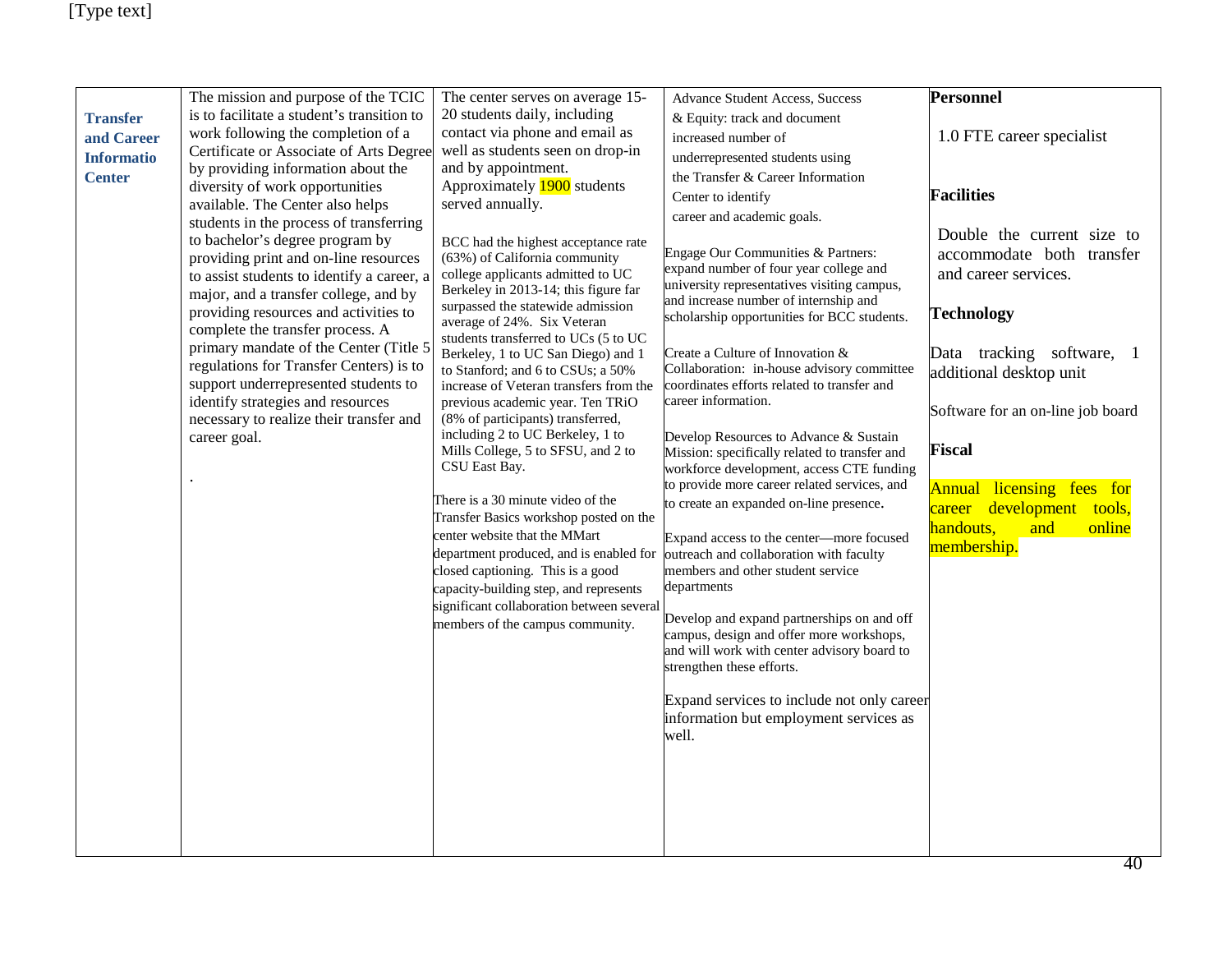| **Transfer and Career Informatio Center** | The mission and purpose of the TCIC is to facilitate a student's transition to work following the completion of a Certificate or Associate of Arts Degree by providing information about the diversity of work opportunities available. The Center also helps students in the process of transferring to bachelor's degree program by providing print and on-line resources to assist students to identify a career, a major, and a transfer college, and by providing resources and activities to complete the transfer process. A primary mandate of the Center (Title 5 regulations for Transfer Centers) is to support underrepresented students to identify strategies and resources necessary to realize their transfer and career goal.<br><br>. | The center serves on average 15-20 students daily, including contact via phone and email as well as students seen on drop-in and by appointment. Approximately 1900 students served annually.<br><br>BCC had the highest acceptance rate (63%) of California community college applicants admitted to UC Berkeley in 2013-14; this figure far surpassed the statewide admission average of 24%. Six Veteran students transferred to UCs (5 to UC Berkeley, 1 to UC San Diego) and 1 to Stanford; and 6 to CSUs; a 50% increase of Veteran transfers from the previous academic year. Ten TRiO (8% of participants) transferred, including 2 to UC Berkeley, 1 to Mills College, 5 to SFSU, and 2 to CSU East Bay.<br><br>There is a 30 minute video of the Transfer Basics workshop posted on the center website that the MMart department produced, and is enabled for closed captioning. This is a good capacity-building step, and represents significant collaboration between several members of the campus community. | Advance Student Access, Success & Equity: track and document increased number of underrepresented students using the Transfer & Career Information Center to identify career and academic goals.<br><br>Engage Our Communities & Partners: expand number of four year college and university representatives visiting campus, and increase number of internship and scholarship opportunities for BCC students.<br><br>Create a Culture of Innovation & Collaboration: in-house advisory committee coordinates efforts related to transfer and career information.<br><br>Develop Resources to Advance & Sustain Mission: specifically related to transfer and workforce development, access CTE funding to provide more career related services, and to create an expanded on-line presence.<br><br>Expand access to the center—more focused outreach and collaboration with faculty members and other student service departments<br><br>Develop and expand partnerships on and off campus, design and offer more workshops, and will work with center advisory board to strengthen these efforts.<br><br>Expand services to include not only career information but employment services as well. | **Personnel**<br><br>1.0 FTE career specialist<br><br>**Facilities**<br><br>Double the current size to accommodate both transfer and career services.<br><br>**Technology**<br><br>Data tracking software, 1 additional desktop unit<br><br>Software for an on-line job board<br><br>**Fiscal**<br><br>Annual licensing fees for career development tools, handouts, and online membership. |
|---|---|---|---|---|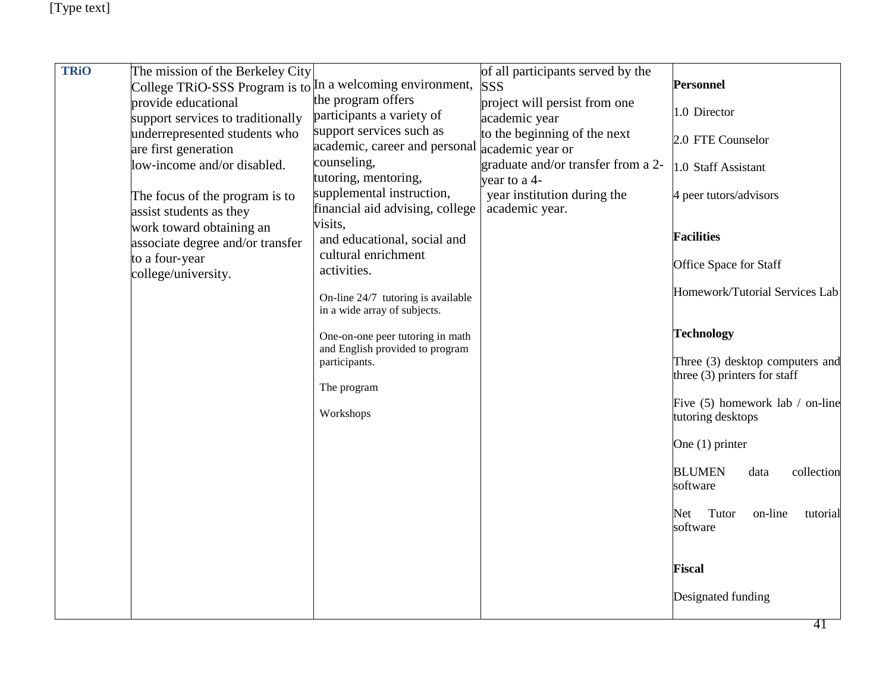| TRiO | The mission of the Berkeley City College TRiO-SSS Program is to provide educational support services to traditionally underrepresented students who are first generation low-income and/or disabled.<br><br>The focus of the program is to assist students as they work toward obtaining an associate degree and/or transfer to a four-year college/university. | In a welcoming environment, the program offers participants a variety of support services such as academic, career and personal counseling, tutoring, mentoring, supplemental instruction, financial aid advising, college visits, and educational, social and cultural enrichment activities.<br><br>On-line 24/7 tutoring is available in a wide array of subjects.<br><br>One-on-one peer tutoring in math and English provided to program participants.<br><br>The program<br><br>Workshops | of all participants served by the SSS project will persist from one academic year to the beginning of the next academic year or graduate and/or transfer from a 2-year to a 4-year institution during the academic year. | **Personnel**<br><br>1.0 Director<br><br>2.0 FTE Counselor<br><br>1.0 Staff Assistant<br><br>4 peer tutors/advisors<br><br>**Facilities**<br><br>Office Space for Staff<br><br>Homework/Tutorial Services Lab<br><br>**Technology**<br><br>Three (3) desktop computers and three (3) printers for staff<br><br>Five (5) homework lab / on-line tutoring desktops<br><br>One (1) printer<br><br>BLUMEN data collection software<br><br>Net Tutor on-line tutorial software<br><br>**Fiscal**<br><br>Designated funding |
|---|---|---|---|---|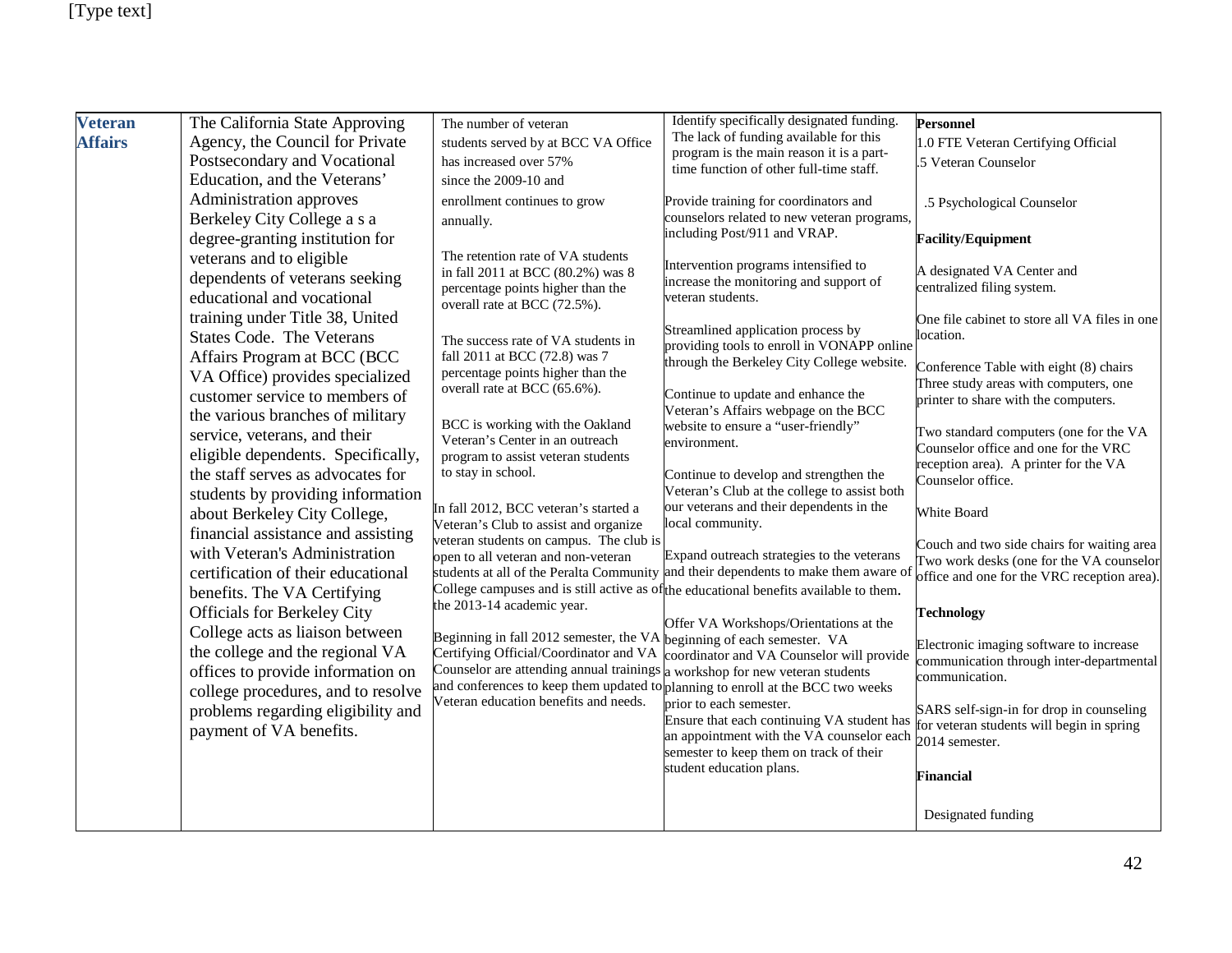| | | | | |
|---|---|---|---|---|
| **Veteran Affairs** | The California State Approving Agency, the Council for Private Postsecondary and Vocational Education, and the Veterans' Administration approves Berkeley City College a s a degree-granting institution for veterans and to eligible dependents of veterans seeking educational and vocational training under Title 38, United States Code. The Veterans Affairs Program at BCC (BCC VA Office) provides specialized customer service to members of the various branches of military service, veterans, and their eligible dependents. Specifically, the staff serves as advocates for students by providing information about Berkeley City College, financial assistance and assisting with Veteran's Administration certification of their educational benefits. The VA Certifying Officials for Berkeley City College acts as liaison between the college and the regional VA offices to provide information on college procedures, and to resolve problems regarding eligibility and payment of VA benefits. | The number of veteran students served by at BCC VA Office has increased over 57% since the 2009-10 and enrollment continues to grow annually.<br><br>The retention rate of VA students in fall 2011 at BCC (80.2%) was 8 percentage points higher than the overall rate at BCC (72.5%).<br><br>The success rate of VA students in fall 2011 at BCC (72.8) was 7 percentage points higher than the overall rate at BCC (65.6%).<br><br>BCC is working with the Oakland Veteran's Center in an outreach program to assist veteran students to stay in school.<br><br>In fall 2012, BCC veteran's started a Veteran's Club to assist and organize veteran students on campus. The club is open to all veteran and non-veteran students at all of the Peralta Community College campuses and is still active as of the 2013-14 academic year.<br><br>Beginning in fall 2012 semester, the VA Certifying Official/Coordinator and VA Counselor are attending annual trainings and conferences to keep them updated to Veteran education benefits and needs. | Identify specifically designated funding. The lack of funding available for this program is the main reason it is a part-time function of other full-time staff.<br><br>Provide training for coordinators and counselors related to new veteran programs, including Post/911 and VRAP.<br><br>Intervention programs intensified to increase the monitoring and support of veteran students.<br><br>Streamlined application process by providing tools to enroll in VONAPP online through the Berkeley City College website.<br><br>Continue to update and enhance the Veteran's Affairs webpage on the BCC website to ensure a "user-friendly" environment.<br><br>Continue to develop and strengthen the Veteran's Club at the college to assist both our veterans and their dependents in the local community.<br><br>Expand outreach strategies to the veterans and their dependents to make them aware of the educational benefits available to them.<br><br>Offer VA Workshops/Orientations at the beginning of each semester. VA coordinator and VA Counselor will provide a workshop for new veteran students planning to enroll at the BCC two weeks prior to each semester.<br>Ensure that each continuing VA student has an appointment with the VA counselor each semester to keep them on track of their student education plans. | **Personnel**<br>1.0 FTE Veteran Certifying Official<br>.5 Veteran Counselor<br><br>.5 Psychological Counselor<br><br>**Facility/Equipment**<br><br>A designated VA Center and centralized filing system.<br><br>One file cabinet to store all VA files in one location.<br><br>Conference Table with eight (8) chairs<br>Three study areas with computers, one printer to share with the computers.<br><br>Two standard computers (one for the VA Counselor office and one for the VRC reception area). A printer for the VA Counselor office.<br><br>White Board<br><br>Couch and two side chairs for waiting area<br>Two work desks (one for the VA counselor office and one for the VRC reception area).<br><br>**Technology**<br><br>Electronic imaging software to increase communication through inter-departmental communication.<br><br>SARS self-sign-in for drop in counseling for veteran students will begin in spring 2014 semester.<br><br>**Financial**<br><br>Designated funding |